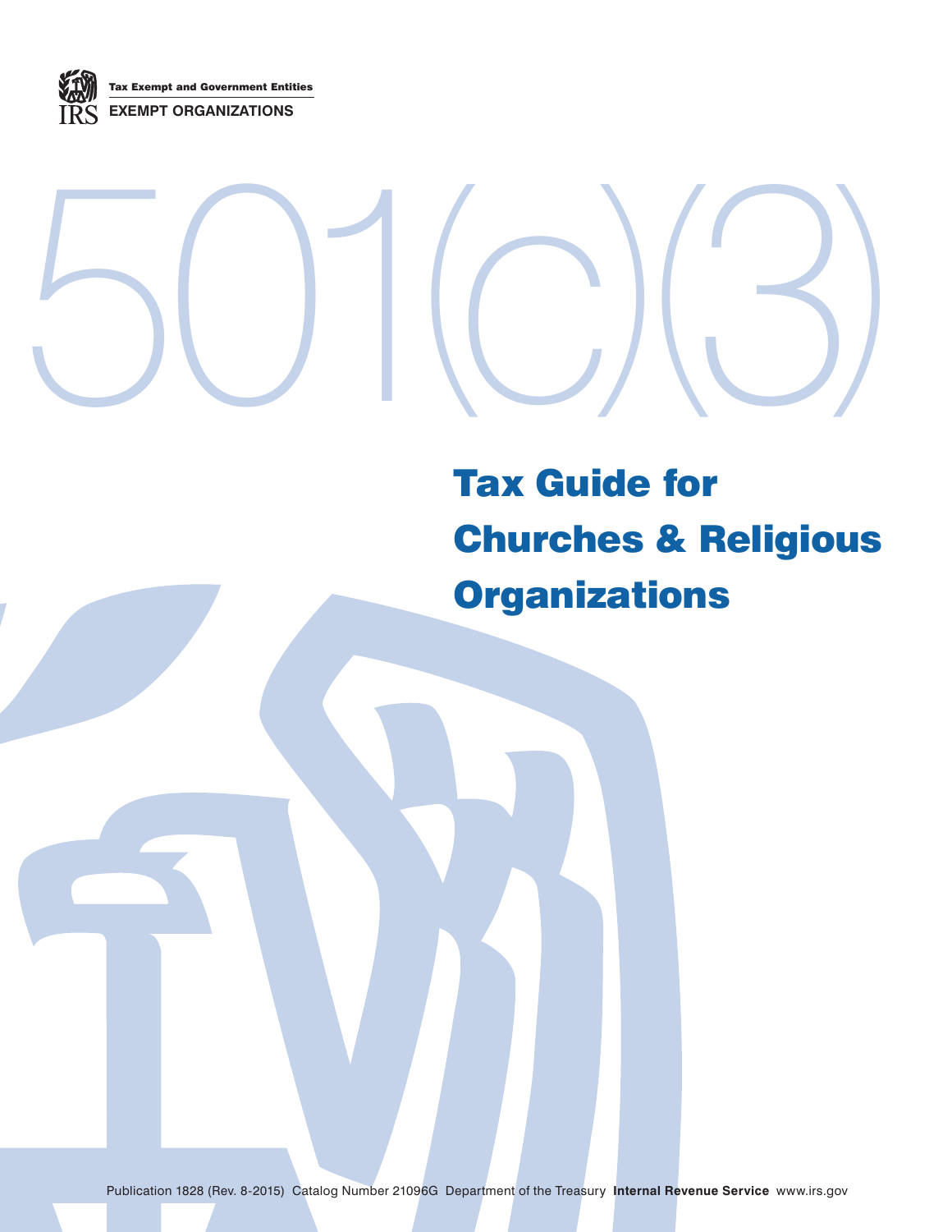Tax Exempt and Government Entities

EXEMPT ORGANIZATIONS

501(c)(3)

# Tax Guide for Churches & Religious Organizations

Publication 1828 (Rev. 8-2015) Catalog Number 21096G Department of the Treasury **Internal Revenue Service** www.irs.gov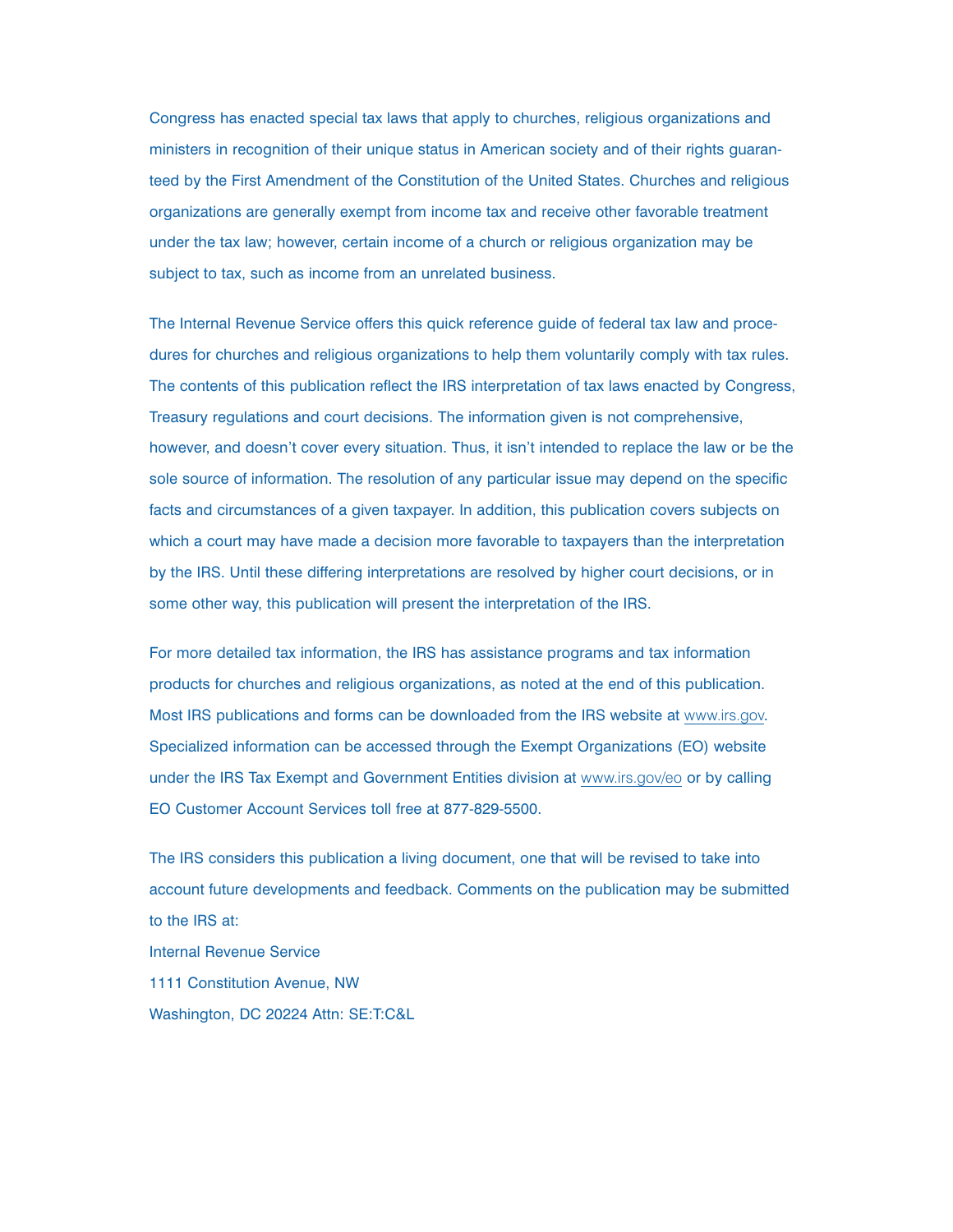Congress has enacted special tax laws that apply to churches, religious organizations and ministers in recognition of their unique status in American society and of their rights guaranteed by the First Amendment of the Constitution of the United States. Churches and religious organizations are generally exempt from income tax and receive other favorable treatment under the tax law; however, certain income of a church or religious organization may be subject to tax, such as income from an unrelated business.

The Internal Revenue Service offers this quick reference guide of federal tax law and procedures for churches and religious organizations to help them voluntarily comply with tax rules. The contents of this publication reflect the IRS interpretation of tax laws enacted by Congress, Treasury regulations and court decisions. The information given is not comprehensive, however, and doesn't cover every situation. Thus, it isn't intended to replace the law or be the sole source of information. The resolution of any particular issue may depend on the specific facts and circumstances of a given taxpayer. In addition, this publication covers subjects on which a court may have made a decision more favorable to taxpayers than the interpretation by the IRS. Until these differing interpretations are resolved by higher court decisions, or in some other way, this publication will present the interpretation of the IRS.

For more detailed tax information, the IRS has assistance programs and tax information products for churches and religious organizations, as noted at the end of this publication. Most IRS publications and forms can be downloaded from the IRS website at www.irs.gov. Specialized information can be accessed through the Exempt Organizations (EO) website under the IRS Tax Exempt and Government Entities division at www.irs.gov/eo or by calling EO Customer Account Services toll free at 877-829-5500.

The IRS considers this publication a living document, one that will be revised to take into account future developments and feedback. Comments on the publication may be submitted to the IRS at:

Internal Revenue Service
1111 Constitution Avenue, NW
Washington, DC 20224 Attn: SE:T:C&L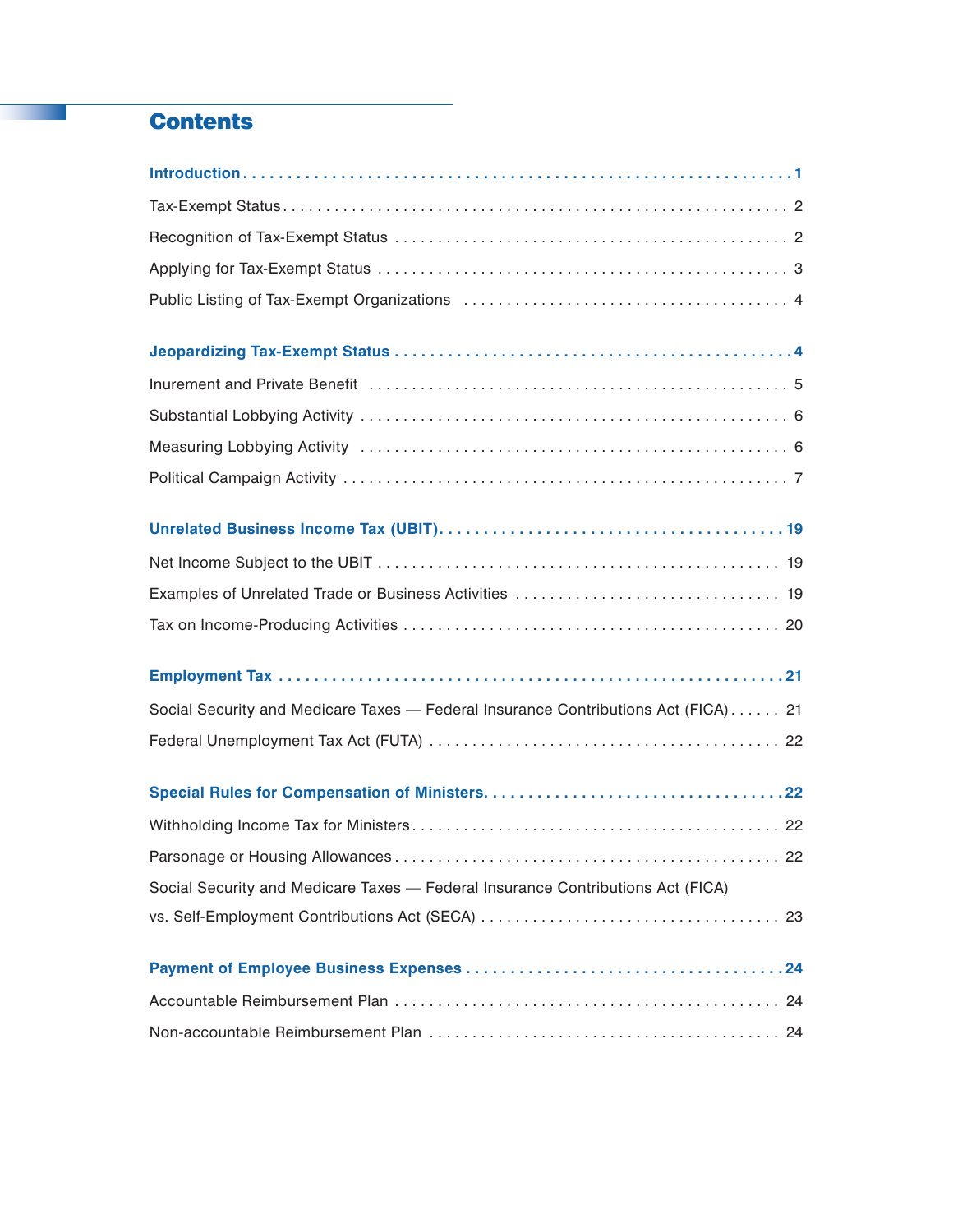# Contents

**Introduction . . . . . . . . . . . . . . . . . . . . . . . . . . . . . . . . . . . . . . . . . . . . . . . . . . . . . . . . . . . 1**

Tax-Exempt Status . . . . . . . . . . . . . . . . . . . . . . . . . . . . . . . . . . . . . . . . . . . . . . . . . . . . . . . . . . 2

Recognition of Tax-Exempt Status . . . . . . . . . . . . . . . . . . . . . . . . . . . . . . . . . . . . . . . . . . . . . . 2

Applying for Tax-Exempt Status . . . . . . . . . . . . . . . . . . . . . . . . . . . . . . . . . . . . . . . . . . . . . . . . 3

Public Listing of Tax-Exempt Organizations . . . . . . . . . . . . . . . . . . . . . . . . . . . . . . . . . . . . . . 4

**Jeopardizing Tax-Exempt Status . . . . . . . . . . . . . . . . . . . . . . . . . . . . . . . . . . . . . . . . . . . . . 4**

Inurement and Private Benefit . . . . . . . . . . . . . . . . . . . . . . . . . . . . . . . . . . . . . . . . . . . . . . . . . 5

Substantial Lobbying Activity . . . . . . . . . . . . . . . . . . . . . . . . . . . . . . . . . . . . . . . . . . . . . . . . . . 6

Measuring Lobbying Activity . . . . . . . . . . . . . . . . . . . . . . . . . . . . . . . . . . . . . . . . . . . . . . . . . . 6

Political Campaign Activity . . . . . . . . . . . . . . . . . . . . . . . . . . . . . . . . . . . . . . . . . . . . . . . . . . . 7

**Unrelated Business Income Tax (UBIT). . . . . . . . . . . . . . . . . . . . . . . . . . . . . . . . . . . . . . . 19**

Net Income Subject to the UBIT . . . . . . . . . . . . . . . . . . . . . . . . . . . . . . . . . . . . . . . . . . . . . . . 19

Examples of Unrelated Trade or Business Activities . . . . . . . . . . . . . . . . . . . . . . . . . . . . . . . 19

Tax on Income-Producing Activities . . . . . . . . . . . . . . . . . . . . . . . . . . . . . . . . . . . . . . . . . . . . 20

**Employment Tax . . . . . . . . . . . . . . . . . . . . . . . . . . . . . . . . . . . . . . . . . . . . . . . . . . . . . . . . . 21**

Social Security and Medicare Taxes — Federal Insurance Contributions Act (FICA) . . . . . . 21

Federal Unemployment Tax Act (FUTA) . . . . . . . . . . . . . . . . . . . . . . . . . . . . . . . . . . . . . . . . 22

**Special Rules for Compensation of Ministers. . . . . . . . . . . . . . . . . . . . . . . . . . . . . . . . . . 22**

Withholding Income Tax for Ministers . . . . . . . . . . . . . . . . . . . . . . . . . . . . . . . . . . . . . . . . . . 22

Parsonage or Housing Allowances . . . . . . . . . . . . . . . . . . . . . . . . . . . . . . . . . . . . . . . . . . . . . 22

Social Security and Medicare Taxes — Federal Insurance Contributions Act (FICA)
vs. Self-Employment Contributions Act (SECA) . . . . . . . . . . . . . . . . . . . . . . . . . . . . . . . . . . 23

**Payment of Employee Business Expenses . . . . . . . . . . . . . . . . . . . . . . . . . . . . . . . . . . . . 24**

Accountable Reimbursement Plan . . . . . . . . . . . . . . . . . . . . . . . . . . . . . . . . . . . . . . . . . . . . . 24

Non-accountable Reimbursement Plan . . . . . . . . . . . . . . . . . . . . . . . . . . . . . . . . . . . . . . . . . 24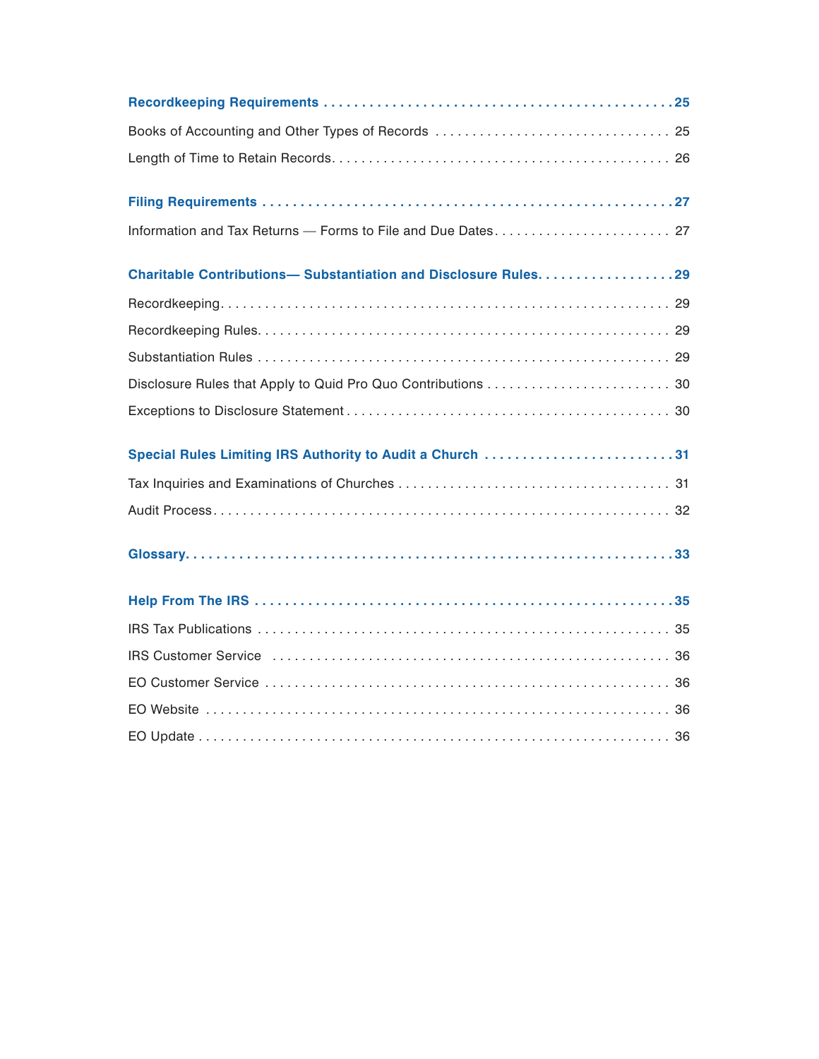**Recordkeeping Requirements** . . . . . . . . . . 25

Books of Accounting and Other Types of Records . . . . . . . . . . 25

Length of Time to Retain Records . . . . . . . . . . 26

**Filing Requirements** . . . . . . . . . . 27

Information and Tax Returns — Forms to File and Due Dates . . . . . . . . . . 27

**Charitable Contributions— Substantiation and Disclosure Rules** . . . . . . . . . . 29

Recordkeeping . . . . . . . . . . 29

Recordkeeping Rules . . . . . . . . . . 29

Substantiation Rules . . . . . . . . . . 29

Disclosure Rules that Apply to Quid Pro Quo Contributions . . . . . . . . . . 30

Exceptions to Disclosure Statement . . . . . . . . . . 30

**Special Rules Limiting IRS Authority to Audit a Church** . . . . . . . . . . 31

Tax Inquiries and Examinations of Churches . . . . . . . . . . 31

Audit Process . . . . . . . . . . 32

**Glossary** . . . . . . . . . . 33

**Help From The IRS** . . . . . . . . . . 35

IRS Tax Publications . . . . . . . . . . 35

IRS Customer Service . . . . . . . . . . 36

EO Customer Service . . . . . . . . . . 36

EO Website . . . . . . . . . . 36

EO Update . . . . . . . . . . 36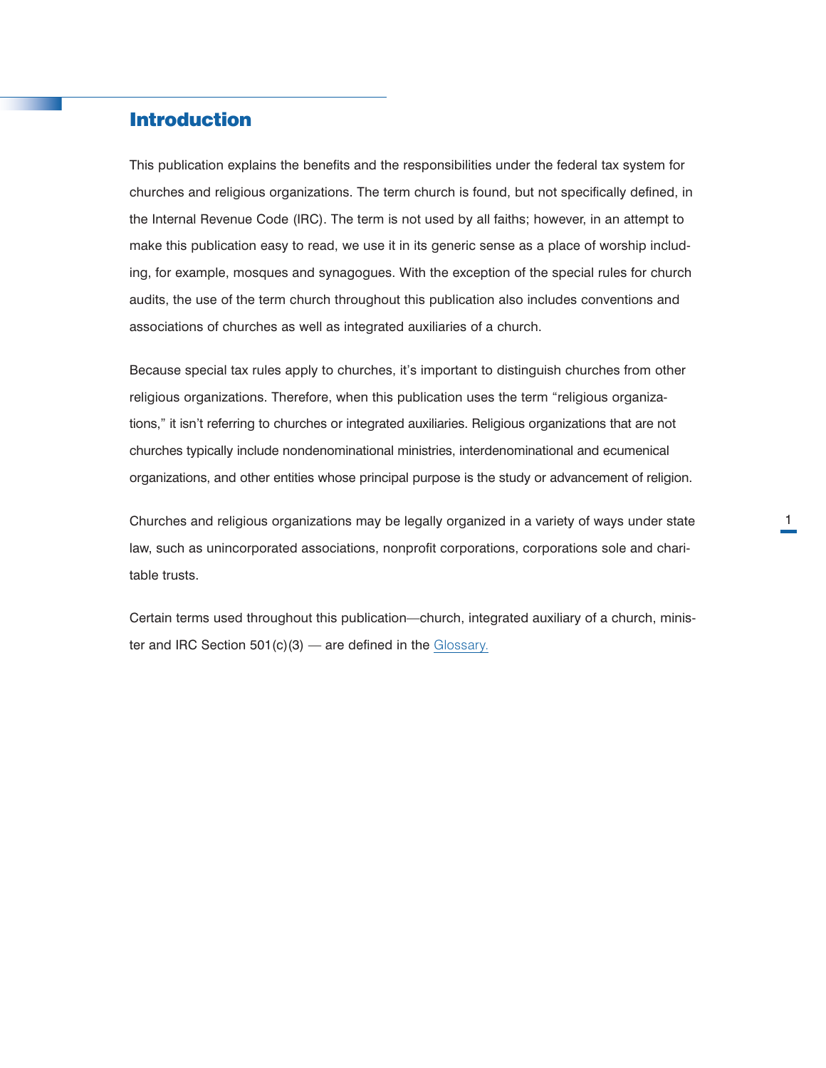## Introduction

This publication explains the benefits and the responsibilities under the federal tax system for churches and religious organizations. The term church is found, but not specifically defined, in the Internal Revenue Code (IRC). The term is not used by all faiths; however, in an attempt to make this publication easy to read, we use it in its generic sense as a place of worship including, for example, mosques and synagogues. With the exception of the special rules for church audits, the use of the term church throughout this publication also includes conventions and associations of churches as well as integrated auxiliaries of a church.

Because special tax rules apply to churches, it's important to distinguish churches from other religious organizations. Therefore, when this publication uses the term "religious organizations," it isn't referring to churches or integrated auxiliaries. Religious organizations that are not churches typically include nondenominational ministries, interdenominational and ecumenical organizations, and other entities whose principal purpose is the study or advancement of religion.

Churches and religious organizations may be legally organized in a variety of ways under state law, such as unincorporated associations, nonprofit corporations, corporations sole and charitable trusts.

Certain terms used throughout this publication—church, integrated auxiliary of a church, minister and IRC Section 501(c)(3) — are defined in the Glossary.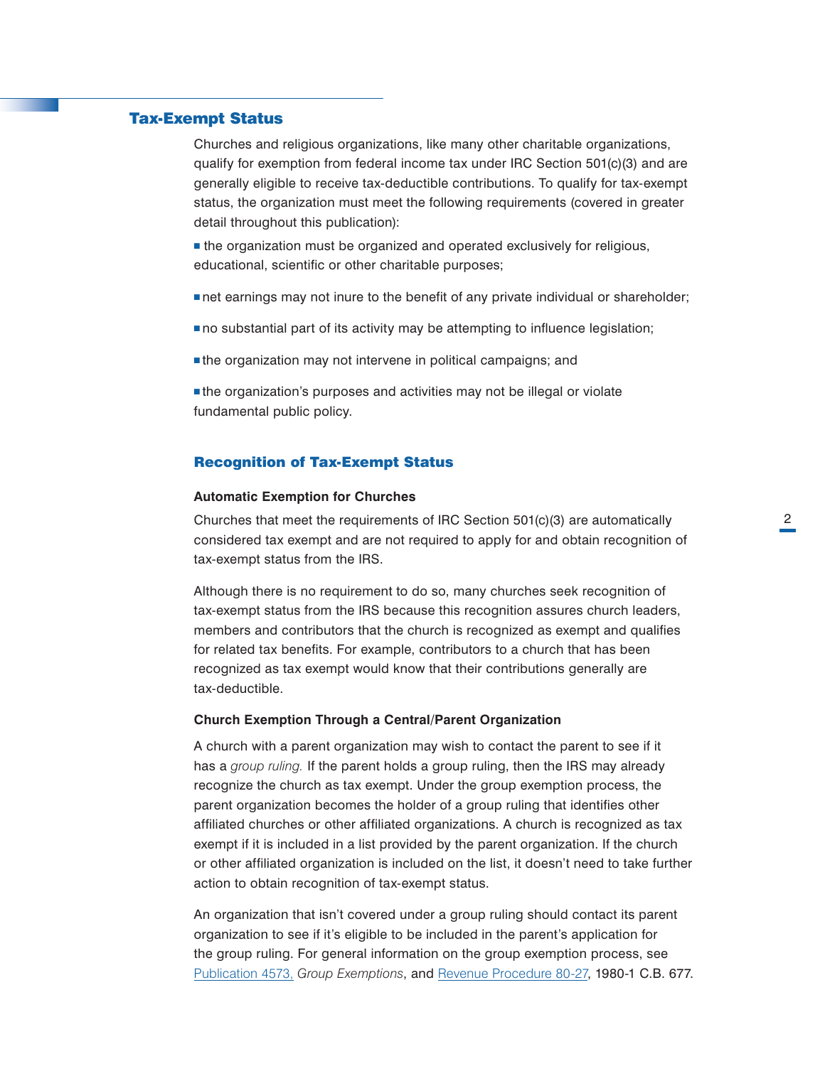## Tax-Exempt Status

Churches and religious organizations, like many other charitable organizations, qualify for exemption from federal income tax under IRC Section 501(c)(3) and are generally eligible to receive tax-deductible contributions. To qualify for tax-exempt status, the organization must meet the following requirements (covered in greater detail throughout this publication):

- the organization must be organized and operated exclusively for religious, educational, scientific or other charitable purposes;
- net earnings may not inure to the benefit of any private individual or shareholder;
- no substantial part of its activity may be attempting to influence legislation;
- the organization may not intervene in political campaigns; and
- the organization's purposes and activities may not be illegal or violate fundamental public policy.

### Recognition of Tax-Exempt Status

**Automatic Exemption for Churches**

Churches that meet the requirements of IRC Section 501(c)(3) are automatically considered tax exempt and are not required to apply for and obtain recognition of tax-exempt status from the IRS.

Although there is no requirement to do so, many churches seek recognition of tax-exempt status from the IRS because this recognition assures church leaders, members and contributors that the church is recognized as exempt and qualifies for related tax benefits. For example, contributors to a church that has been recognized as tax exempt would know that their contributions generally are tax-deductible.

**Church Exemption Through a Central/Parent Organization**

A church with a parent organization may wish to contact the parent to see if it has a *group ruling.* If the parent holds a group ruling, then the IRS may already recognize the church as tax exempt. Under the group exemption process, the parent organization becomes the holder of a group ruling that identifies other affiliated churches or other affiliated organizations. A church is recognized as tax exempt if it is included in a list provided by the parent organization. If the church or other affiliated organization is included on the list, it doesn't need to take further action to obtain recognition of tax-exempt status.

An organization that isn't covered under a group ruling should contact its parent organization to see if it's eligible to be included in the parent's application for the group ruling. For general information on the group exemption process, see Publication 4573, *Group Exemptions*, and Revenue Procedure 80-27, 1980-1 C.B. 677.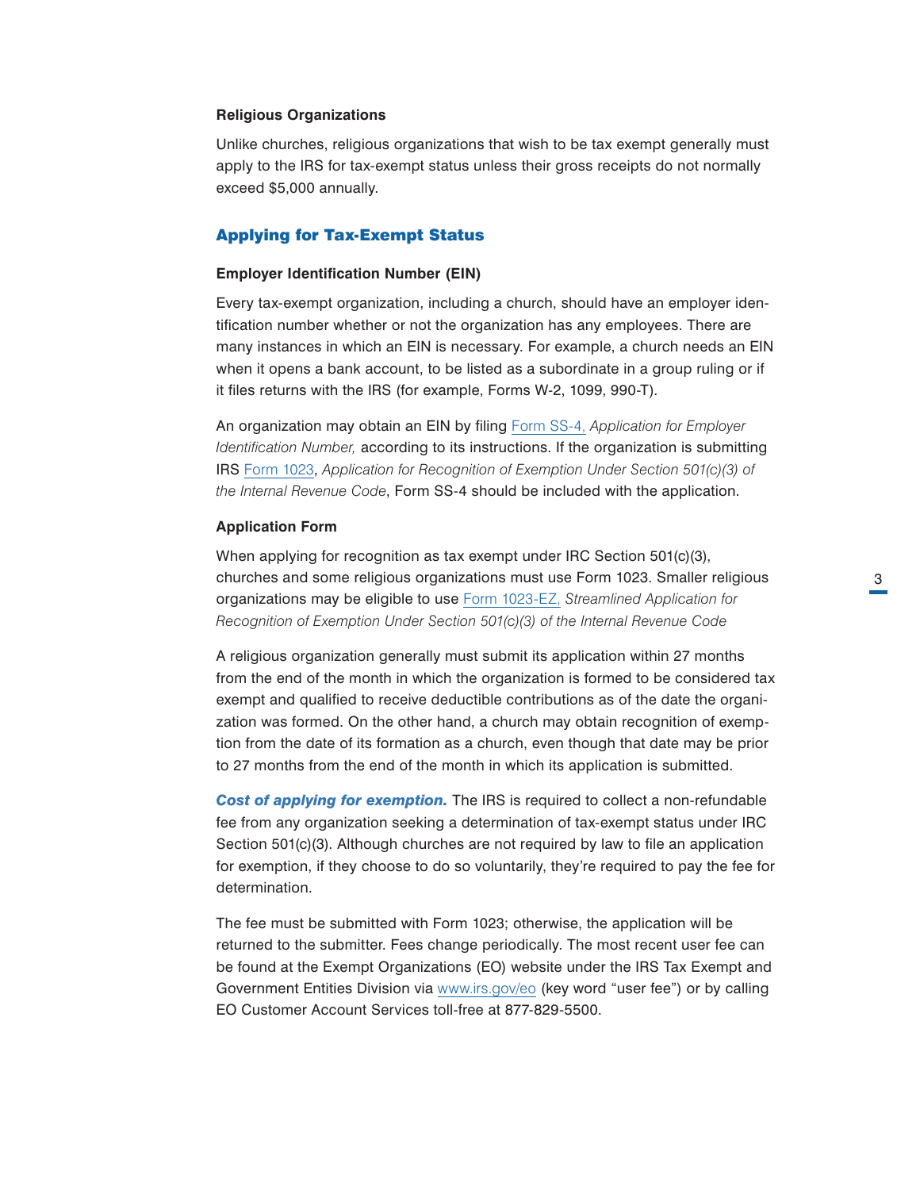### Religious Organizations

Unlike churches, religious organizations that wish to be tax exempt generally must apply to the IRS for tax-exempt status unless their gross receipts do not normally exceed $5,000 annually.

## Applying for Tax-Exempt Status

### Employer Identification Number (EIN)

Every tax-exempt organization, including a church, should have an employer identification number whether or not the organization has any employees. There are many instances in which an EIN is necessary. For example, a church needs an EIN when it opens a bank account, to be listed as a subordinate in a group ruling or if it files returns with the IRS (for example, Forms W-2, 1099, 990-T).

An organization may obtain an EIN by filing Form SS-4, *Application for Employer Identification Number,* according to its instructions. If the organization is submitting IRS Form 1023, *Application for Recognition of Exemption Under Section 501(c)(3) of the Internal Revenue Code*, Form SS-4 should be included with the application.

### Application Form

When applying for recognition as tax exempt under IRC Section 501(c)(3), churches and some religious organizations must use Form 1023. Smaller religious organizations may be eligible to use Form 1023-EZ, *Streamlined Application for Recognition of Exemption Under Section 501(c)(3) of the Internal Revenue Code*

A religious organization generally must submit its application within 27 months from the end of the month in which the organization is formed to be considered tax exempt and qualified to receive deductible contributions as of the date the organization was formed. On the other hand, a church may obtain recognition of exemption from the date of its formation as a church, even though that date may be prior to 27 months from the end of the month in which its application is submitted.

***Cost of applying for exemption.*** The IRS is required to collect a non-refundable fee from any organization seeking a determination of tax-exempt status under IRC Section 501(c)(3). Although churches are not required by law to file an application for exemption, if they choose to do so voluntarily, they're required to pay the fee for determination.

The fee must be submitted with Form 1023; otherwise, the application will be returned to the submitter. Fees change periodically. The most recent user fee can be found at the Exempt Organizations (EO) website under the IRS Tax Exempt and Government Entities Division via www.irs.gov/eo (key word "user fee") or by calling EO Customer Account Services toll-free at 877-829-5500.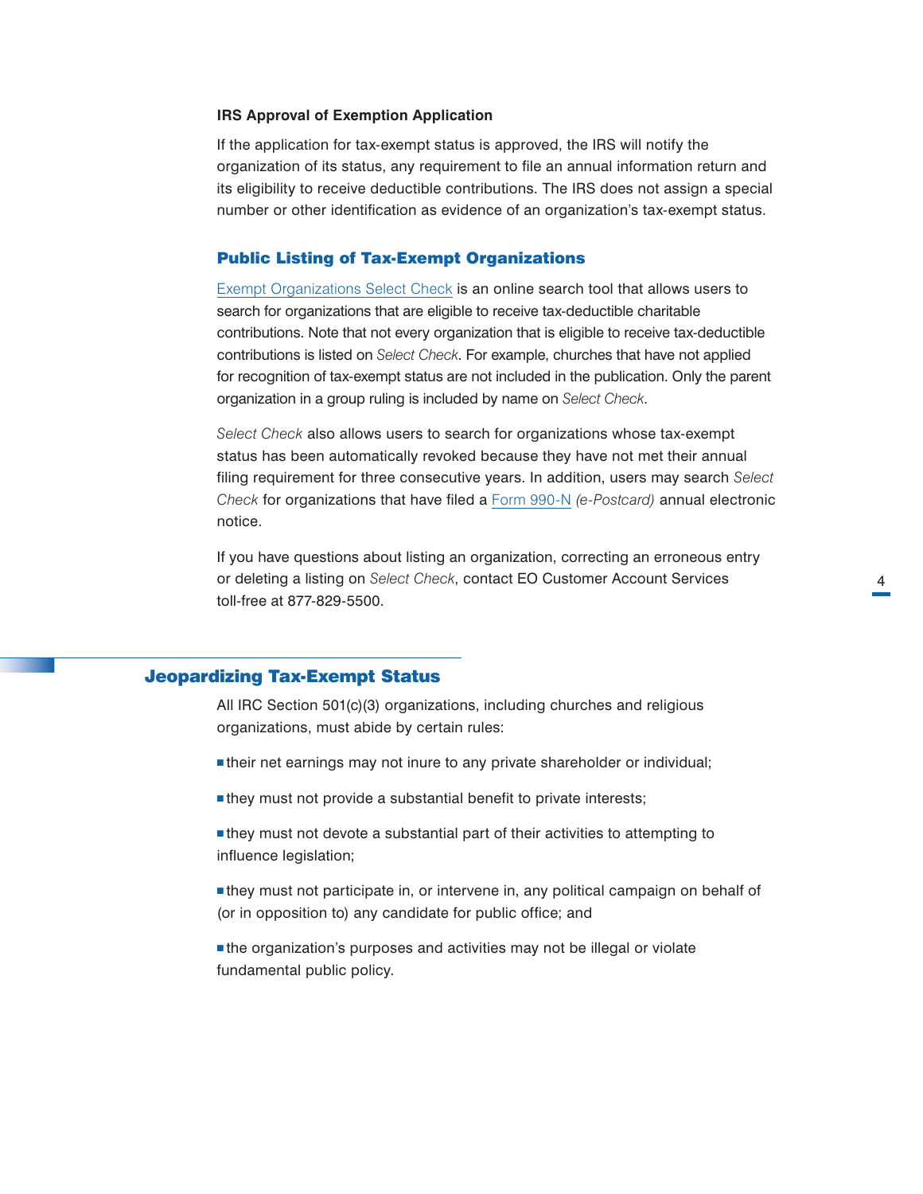### IRS Approval of Exemption Application

If the application for tax-exempt status is approved, the IRS will notify the organization of its status, any requirement to file an annual information return and its eligibility to receive deductible contributions. The IRS does not assign a special number or other identification as evidence of an organization's tax-exempt status.

## Public Listing of Tax-Exempt Organizations

Exempt Organizations Select Check is an online search tool that allows users to search for organizations that are eligible to receive tax-deductible charitable contributions. Note that not every organization that is eligible to receive tax-deductible contributions is listed on *Select Check*. For example, churches that have not applied for recognition of tax-exempt status are not included in the publication. Only the parent organization in a group ruling is included by name on *Select Check*.

*Select Check* also allows users to search for organizations whose tax-exempt status has been automatically revoked because they have not met their annual filing requirement for three consecutive years. In addition, users may search *Select Check* for organizations that have filed a Form 990-N *(e-Postcard)* annual electronic notice.

If you have questions about listing an organization, correcting an erroneous entry or deleting a listing on *Select Check*, contact EO Customer Account Services toll-free at 877-829-5500.

## Jeopardizing Tax-Exempt Status

All IRC Section 501(c)(3) organizations, including churches and religious organizations, must abide by certain rules:

- their net earnings may not inure to any private shareholder or individual;
- they must not provide a substantial benefit to private interests;
- they must not devote a substantial part of their activities to attempting to influence legislation;
- they must not participate in, or intervene in, any political campaign on behalf of (or in opposition to) any candidate for public office; and
- the organization's purposes and activities may not be illegal or violate fundamental public policy.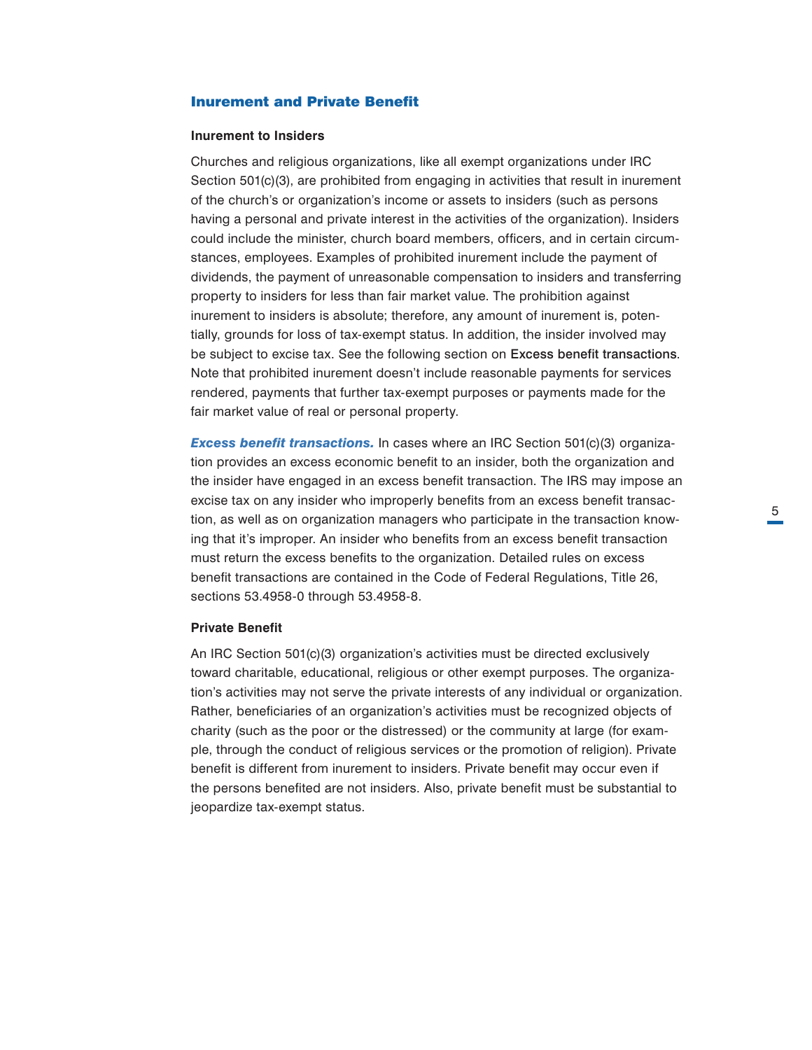## Inurement and Private Benefit

### Inurement to Insiders

Churches and religious organizations, like all exempt organizations under IRC Section 501(c)(3), are prohibited from engaging in activities that result in inurement of the church's or organization's income or assets to insiders (such as persons having a personal and private interest in the activities of the organization). Insiders could include the minister, church board members, officers, and in certain circumstances, employees. Examples of prohibited inurement include the payment of dividends, the payment of unreasonable compensation to insiders and transferring property to insiders for less than fair market value. The prohibition against inurement to insiders is absolute; therefore, any amount of inurement is, potentially, grounds for loss of tax-exempt status. In addition, the insider involved may be subject to excise tax. See the following section on Excess benefit transactions. Note that prohibited inurement doesn't include reasonable payments for services rendered, payments that further tax-exempt purposes or payments made for the fair market value of real or personal property.

***Excess benefit transactions.*** In cases where an IRC Section 501(c)(3) organization provides an excess economic benefit to an insider, both the organization and the insider have engaged in an excess benefit transaction. The IRS may impose an excise tax on any insider who improperly benefits from an excess benefit transaction, as well as on organization managers who participate in the transaction knowing that it's improper. An insider who benefits from an excess benefit transaction must return the excess benefits to the organization. Detailed rules on excess benefit transactions are contained in the Code of Federal Regulations, Title 26, sections 53.4958-0 through 53.4958-8.

### Private Benefit

An IRC Section 501(c)(3) organization's activities must be directed exclusively toward charitable, educational, religious or other exempt purposes. The organization's activities may not serve the private interests of any individual or organization. Rather, beneficiaries of an organization's activities must be recognized objects of charity (such as the poor or the distressed) or the community at large (for example, through the conduct of religious services or the promotion of religion). Private benefit is different from inurement to insiders. Private benefit may occur even if the persons benefited are not insiders. Also, private benefit must be substantial to jeopardize tax-exempt status.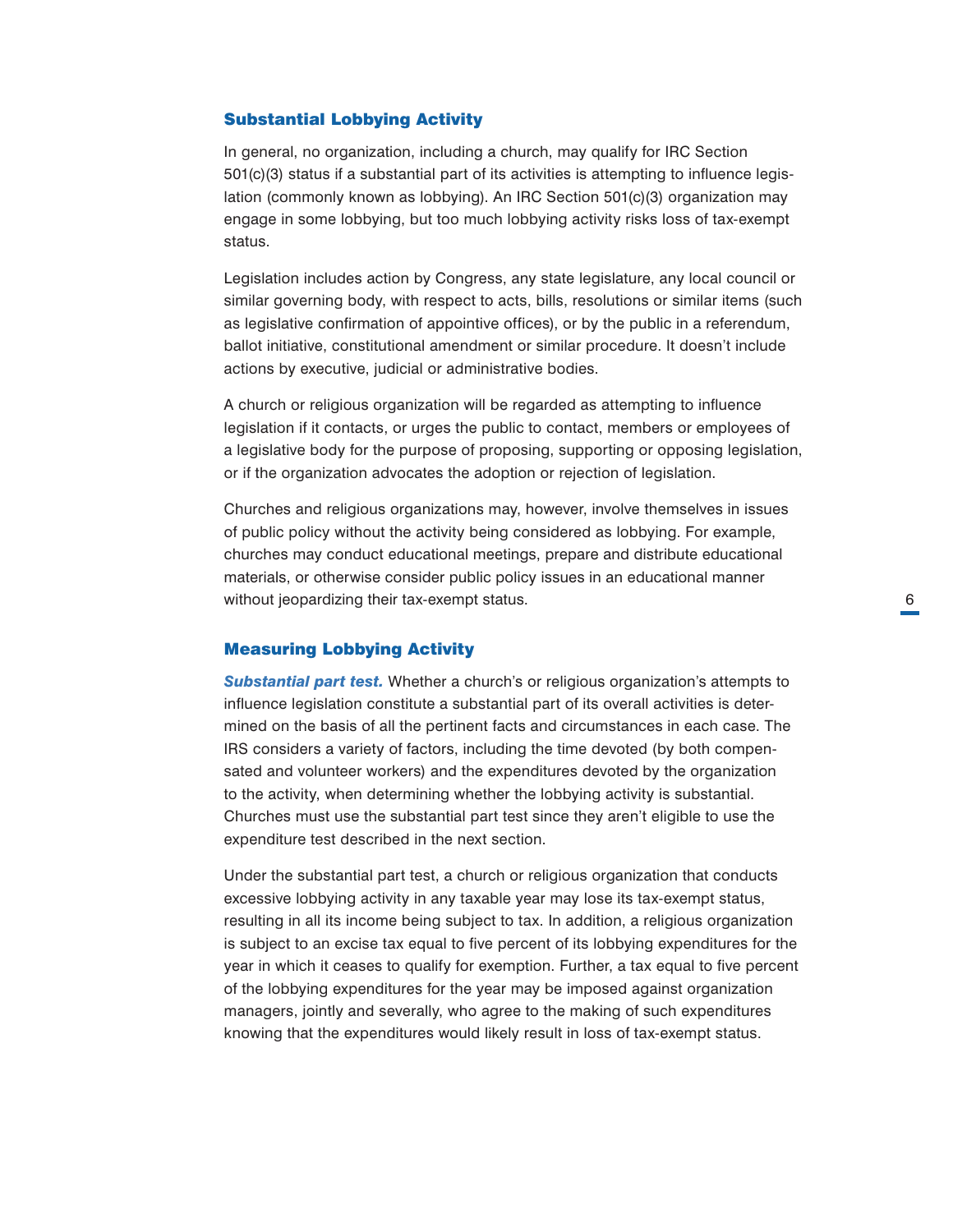## Substantial Lobbying Activity

In general, no organization, including a church, may qualify for IRC Section 501(c)(3) status if a substantial part of its activities is attempting to influence legislation (commonly known as lobbying). An IRC Section 501(c)(3) organization may engage in some lobbying, but too much lobbying activity risks loss of tax-exempt status.

Legislation includes action by Congress, any state legislature, any local council or similar governing body, with respect to acts, bills, resolutions or similar items (such as legislative confirmation of appointive offices), or by the public in a referendum, ballot initiative, constitutional amendment or similar procedure. It doesn't include actions by executive, judicial or administrative bodies.

A church or religious organization will be regarded as attempting to influence legislation if it contacts, or urges the public to contact, members or employees of a legislative body for the purpose of proposing, supporting or opposing legislation, or if the organization advocates the adoption or rejection of legislation.

Churches and religious organizations may, however, involve themselves in issues of public policy without the activity being considered as lobbying. For example, churches may conduct educational meetings, prepare and distribute educational materials, or otherwise consider public policy issues in an educational manner without jeopardizing their tax-exempt status.

## Measuring Lobbying Activity

***Substantial part test.*** Whether a church's or religious organization's attempts to influence legislation constitute a substantial part of its overall activities is determined on the basis of all the pertinent facts and circumstances in each case. The IRS considers a variety of factors, including the time devoted (by both compensated and volunteer workers) and the expenditures devoted by the organization to the activity, when determining whether the lobbying activity is substantial. Churches must use the substantial part test since they aren't eligible to use the expenditure test described in the next section.

Under the substantial part test, a church or religious organization that conducts excessive lobbying activity in any taxable year may lose its tax-exempt status, resulting in all its income being subject to tax. In addition, a religious organization is subject to an excise tax equal to five percent of its lobbying expenditures for the year in which it ceases to qualify for exemption. Further, a tax equal to five percent of the lobbying expenditures for the year may be imposed against organization managers, jointly and severally, who agree to the making of such expenditures knowing that the expenditures would likely result in loss of tax-exempt status.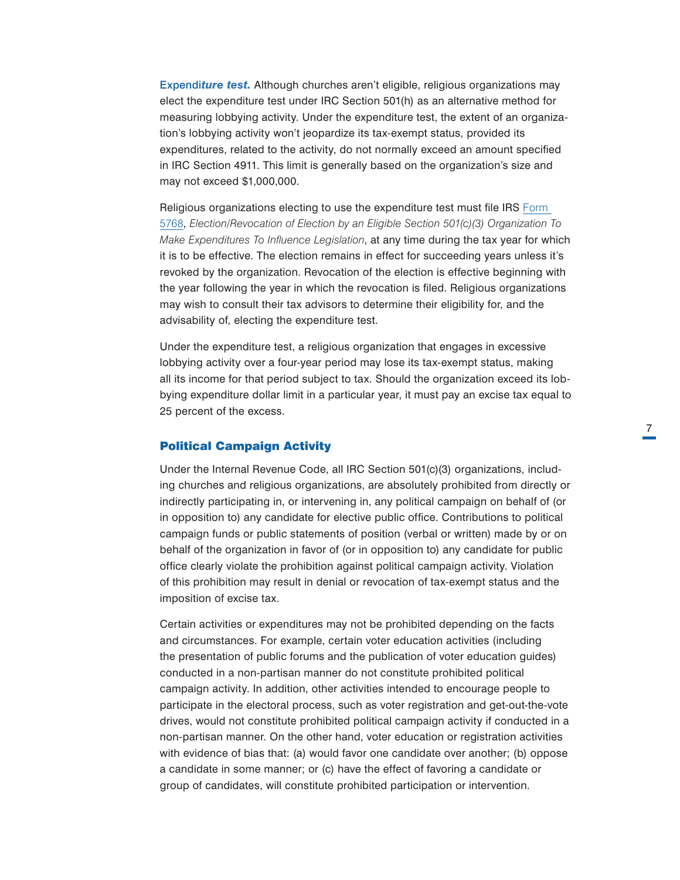***Expenditure test.*** Although churches aren't eligible, religious organizations may elect the expenditure test under IRC Section 501(h) as an alternative method for measuring lobbying activity. Under the expenditure test, the extent of an organization's lobbying activity won't jeopardize its tax-exempt status, provided its expenditures, related to the activity, do not normally exceed an amount specified in IRC Section 4911. This limit is generally based on the organization's size and may not exceed $1,000,000.

Religious organizations electing to use the expenditure test must file IRS Form 5768, *Election/Revocation of Election by an Eligible Section 501(c)(3) Organization To Make Expenditures To Influence Legislation*, at any time during the tax year for which it is to be effective. The election remains in effect for succeeding years unless it's revoked by the organization. Revocation of the election is effective beginning with the year following the year in which the revocation is filed. Religious organizations may wish to consult their tax advisors to determine their eligibility for, and the advisability of, electing the expenditure test.

Under the expenditure test, a religious organization that engages in excessive lobbying activity over a four-year period may lose its tax-exempt status, making all its income for that period subject to tax. Should the organization exceed its lobbying expenditure dollar limit in a particular year, it must pay an excise tax equal to 25 percent of the excess.

## Political Campaign Activity

Under the Internal Revenue Code, all IRC Section 501(c)(3) organizations, including churches and religious organizations, are absolutely prohibited from directly or indirectly participating in, or intervening in, any political campaign on behalf of (or in opposition to) any candidate for elective public office. Contributions to political campaign funds or public statements of position (verbal or written) made by or on behalf of the organization in favor of (or in opposition to) any candidate for public office clearly violate the prohibition against political campaign activity. Violation of this prohibition may result in denial or revocation of tax-exempt status and the imposition of excise tax.

Certain activities or expenditures may not be prohibited depending on the facts and circumstances. For example, certain voter education activities (including the presentation of public forums and the publication of voter education guides) conducted in a non-partisan manner do not constitute prohibited political campaign activity. In addition, other activities intended to encourage people to participate in the electoral process, such as voter registration and get-out-the-vote drives, would not constitute prohibited political campaign activity if conducted in a non-partisan manner. On the other hand, voter education or registration activities with evidence of bias that: (a) would favor one candidate over another; (b) oppose a candidate in some manner; or (c) have the effect of favoring a candidate or group of candidates, will constitute prohibited participation or intervention.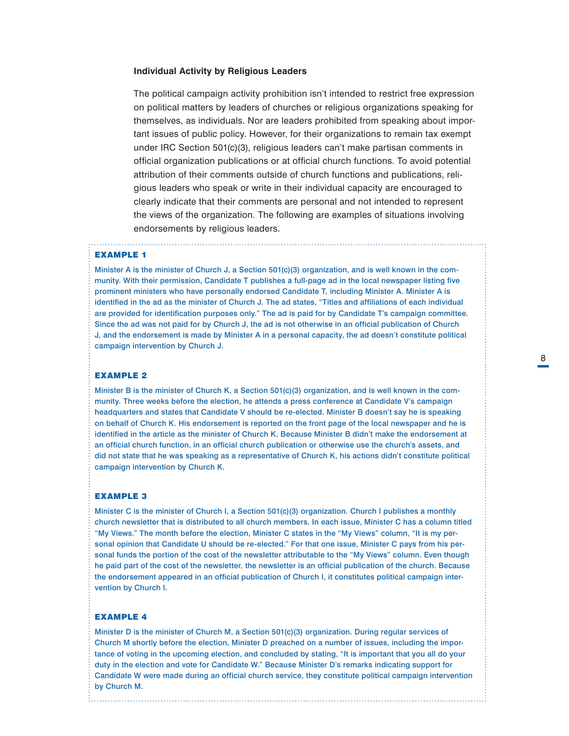### Individual Activity by Religious Leaders

The political campaign activity prohibition isn't intended to restrict free expression on political matters by leaders of churches or religious organizations speaking for themselves, as individuals. Nor are leaders prohibited from speaking about important issues of public policy. However, for their organizations to remain tax exempt under IRC Section 501(c)(3), religious leaders can't make partisan comments in official organization publications or at official church functions. To avoid potential attribution of their comments outside of church functions and publications, religious leaders who speak or write in their individual capacity are encouraged to clearly indicate that their comments are personal and not intended to represent the views of the organization. The following are examples of situations involving endorsements by religious leaders.

**EXAMPLE 1**

Minister A is the minister of Church J, a Section 501(c)(3) organization, and is well known in the community. With their permission, Candidate T publishes a full-page ad in the local newspaper listing five prominent ministers who have personally endorsed Candidate T, including Minister A. Minister A is identified in the ad as the minister of Church J. The ad states, "Titles and affiliations of each individual are provided for identification purposes only." The ad is paid for by Candidate T's campaign committee. Since the ad was not paid for by Church J, the ad is not otherwise in an official publication of Church J, and the endorsement is made by Minister A in a personal capacity, the ad doesn't constitute political campaign intervention by Church J.

**EXAMPLE 2**

Minister B is the minister of Church K, a Section 501(c)(3) organization, and is well known in the community. Three weeks before the election, he attends a press conference at Candidate V's campaign headquarters and states that Candidate V should be re-elected. Minister B doesn't say he is speaking on behalf of Church K. His endorsement is reported on the front page of the local newspaper and he is identified in the article as the minister of Church K. Because Minister B didn't make the endorsement at an official church function, in an official church publication or otherwise use the church's assets, and did not state that he was speaking as a representative of Church K, his actions didn't constitute political campaign intervention by Church K.

**EXAMPLE 3**

Minister C is the minister of Church I, a Section 501(c)(3) organization. Church I publishes a monthly church newsletter that is distributed to all church members. In each issue, Minister C has a column titled "My Views." The month before the election, Minister C states in the "My Views" column, "It is my personal opinion that Candidate U should be re-elected." For that one issue, Minister C pays from his personal funds the portion of the cost of the newsletter attributable to the "My Views" column. Even though he paid part of the cost of the newsletter, the newsletter is an official publication of the church. Because the endorsement appeared in an official publication of Church I, it constitutes political campaign intervention by Church I.

**EXAMPLE 4**

Minister D is the minister of Church M, a Section 501(c)(3) organization. During regular services of Church M shortly before the election, Minister D preached on a number of issues, including the importance of voting in the upcoming election, and concluded by stating, "It is important that you all do your duty in the election and vote for Candidate W." Because Minister D's remarks indicating support for Candidate W were made during an official church service, they constitute political campaign intervention by Church M.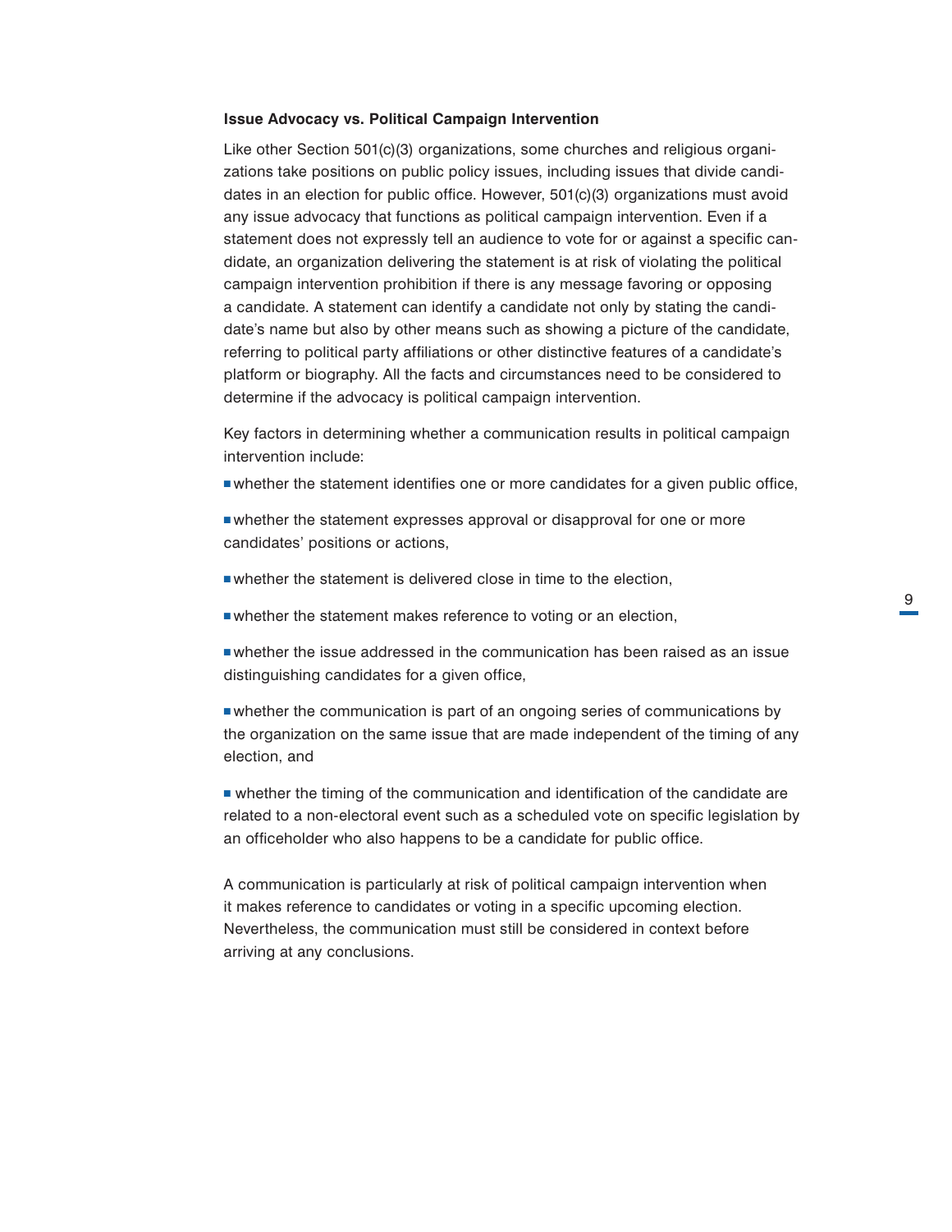### Issue Advocacy vs. Political Campaign Intervention

Like other Section 501(c)(3) organizations, some churches and religious organizations take positions on public policy issues, including issues that divide candidates in an election for public office. However, 501(c)(3) organizations must avoid any issue advocacy that functions as political campaign intervention. Even if a statement does not expressly tell an audience to vote for or against a specific candidate, an organization delivering the statement is at risk of violating the political campaign intervention prohibition if there is any message favoring or opposing a candidate. A statement can identify a candidate not only by stating the candidate's name but also by other means such as showing a picture of the candidate, referring to political party affiliations or other distinctive features of a candidate's platform or biography. All the facts and circumstances need to be considered to determine if the advocacy is political campaign intervention.

Key factors in determining whether a communication results in political campaign intervention include:

- whether the statement identifies one or more candidates for a given public office,
- whether the statement expresses approval or disapproval for one or more candidates' positions or actions,
- whether the statement is delivered close in time to the election,
- whether the statement makes reference to voting or an election,
- whether the issue addressed in the communication has been raised as an issue distinguishing candidates for a given office,
- whether the communication is part of an ongoing series of communications by the organization on the same issue that are made independent of the timing of any election, and
- whether the timing of the communication and identification of the candidate are related to a non-electoral event such as a scheduled vote on specific legislation by an officeholder who also happens to be a candidate for public office.

A communication is particularly at risk of political campaign intervention when it makes reference to candidates or voting in a specific upcoming election. Nevertheless, the communication must still be considered in context before arriving at any conclusions.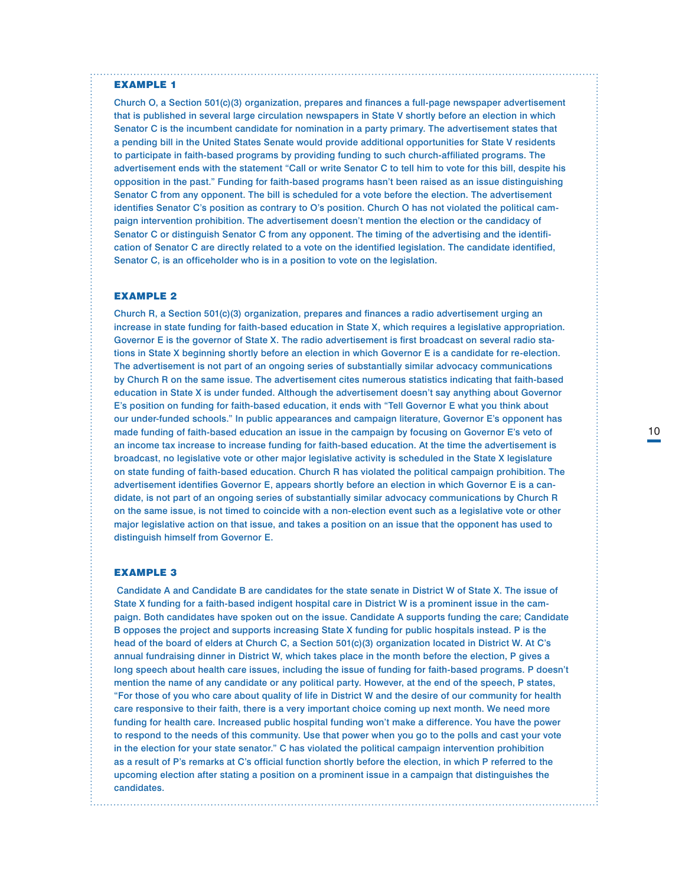### EXAMPLE 1

Church O, a Section 501(c)(3) organization, prepares and finances a full-page newspaper advertisement that is published in several large circulation newspapers in State V shortly before an election in which Senator C is the incumbent candidate for nomination in a party primary. The advertisement states that a pending bill in the United States Senate would provide additional opportunities for State V residents to participate in faith-based programs by providing funding to such church-affiliated programs. The advertisement ends with the statement "Call or write Senator C to tell him to vote for this bill, despite his opposition in the past." Funding for faith-based programs hasn't been raised as an issue distinguishing Senator C from any opponent. The bill is scheduled for a vote before the election. The advertisement identifies Senator C's position as contrary to O's position. Church O has not violated the political campaign intervention prohibition. The advertisement doesn't mention the election or the candidacy of Senator C or distinguish Senator C from any opponent. The timing of the advertising and the identification of Senator C are directly related to a vote on the identified legislation. The candidate identified, Senator C, is an officeholder who is in a position to vote on the legislation.

### EXAMPLE 2

Church R, a Section 501(c)(3) organization, prepares and finances a radio advertisement urging an increase in state funding for faith-based education in State X, which requires a legislative appropriation. Governor E is the governor of State X. The radio advertisement is first broadcast on several radio stations in State X beginning shortly before an election in which Governor E is a candidate for re-election. The advertisement is not part of an ongoing series of substantially similar advocacy communications by Church R on the same issue. The advertisement cites numerous statistics indicating that faith-based education in State X is under funded. Although the advertisement doesn't say anything about Governor E's position on funding for faith-based education, it ends with "Tell Governor E what you think about our under-funded schools." In public appearances and campaign literature, Governor E's opponent has made funding of faith-based education an issue in the campaign by focusing on Governor E's veto of an income tax increase to increase funding for faith-based education. At the time the advertisement is broadcast, no legislative vote or other major legislative activity is scheduled in the State X legislature on state funding of faith-based education. Church R has violated the political campaign prohibition. The advertisement identifies Governor E, appears shortly before an election in which Governor E is a candidate, is not part of an ongoing series of substantially similar advocacy communications by Church R on the same issue, is not timed to coincide with a non-election event such as a legislative vote or other major legislative action on that issue, and takes a position on an issue that the opponent has used to distinguish himself from Governor E.

### EXAMPLE 3

Candidate A and Candidate B are candidates for the state senate in District W of State X. The issue of State X funding for a faith-based indigent hospital care in District W is a prominent issue in the campaign. Both candidates have spoken out on the issue. Candidate A supports funding the care; Candidate B opposes the project and supports increasing State X funding for public hospitals instead. P is the head of the board of elders at Church C, a Section 501(c)(3) organization located in District W. At C's annual fundraising dinner in District W, which takes place in the month before the election, P gives a long speech about health care issues, including the issue of funding for faith-based programs. P doesn't mention the name of any candidate or any political party. However, at the end of the speech, P states, "For those of you who care about quality of life in District W and the desire of our community for health care responsive to their faith, there is a very important choice coming up next month. We need more funding for health care. Increased public hospital funding won't make a difference. You have the power to respond to the needs of this community. Use that power when you go to the polls and cast your vote in the election for your state senator." C has violated the political campaign intervention prohibition as a result of P's remarks at C's official function shortly before the election, in which P referred to the upcoming election after stating a position on a prominent issue in a campaign that distinguishes the candidates.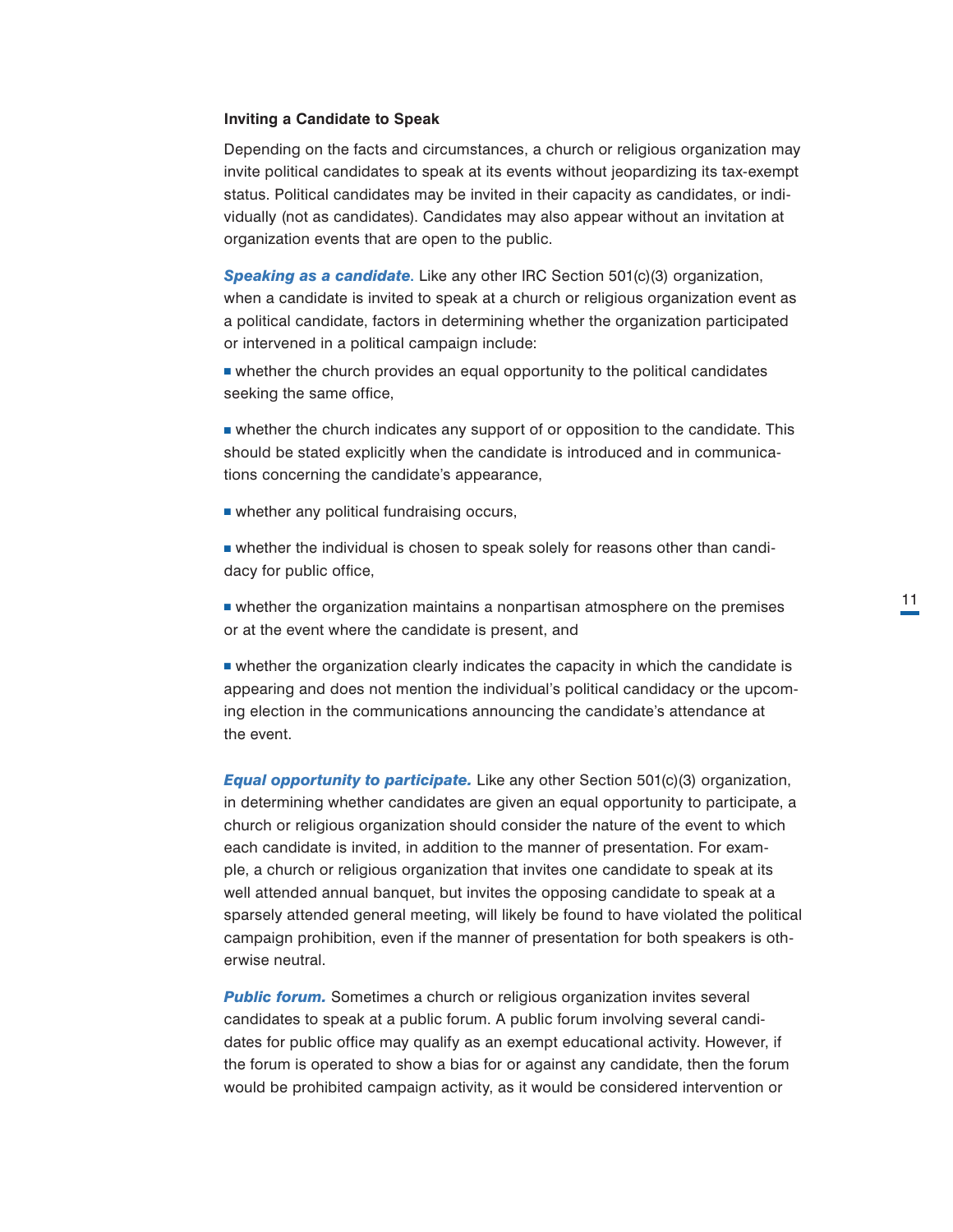### Inviting a Candidate to Speak

Depending on the facts and circumstances, a church or religious organization may invite political candidates to speak at its events without jeopardizing its tax-exempt status. Political candidates may be invited in their capacity as candidates, or individually (not as candidates). Candidates may also appear without an invitation at organization events that are open to the public.

***Speaking as a candidate***. Like any other IRC Section 501(c)(3) organization, when a candidate is invited to speak at a church or religious organization event as a political candidate, factors in determining whether the organization participated or intervened in a political campaign include:

- whether the church provides an equal opportunity to the political candidates seeking the same office,
- whether the church indicates any support of or opposition to the candidate. This should be stated explicitly when the candidate is introduced and in communications concerning the candidate's appearance,
- whether any political fundraising occurs,
- whether the individual is chosen to speak solely for reasons other than candidacy for public office,
- whether the organization maintains a nonpartisan atmosphere on the premises or at the event where the candidate is present, and
- whether the organization clearly indicates the capacity in which the candidate is appearing and does not mention the individual's political candidacy or the upcoming election in the communications announcing the candidate's attendance at the event.

***Equal opportunity to participate.*** Like any other Section 501(c)(3) organization, in determining whether candidates are given an equal opportunity to participate, a church or religious organization should consider the nature of the event to which each candidate is invited, in addition to the manner of presentation. For example, a church or religious organization that invites one candidate to speak at its well attended annual banquet, but invites the opposing candidate to speak at a sparsely attended general meeting, will likely be found to have violated the political campaign prohibition, even if the manner of presentation for both speakers is otherwise neutral.

***Public forum.*** Sometimes a church or religious organization invites several candidates to speak at a public forum. A public forum involving several candidates for public office may qualify as an exempt educational activity. However, if the forum is operated to show a bias for or against any candidate, then the forum would be prohibited campaign activity, as it would be considered intervention or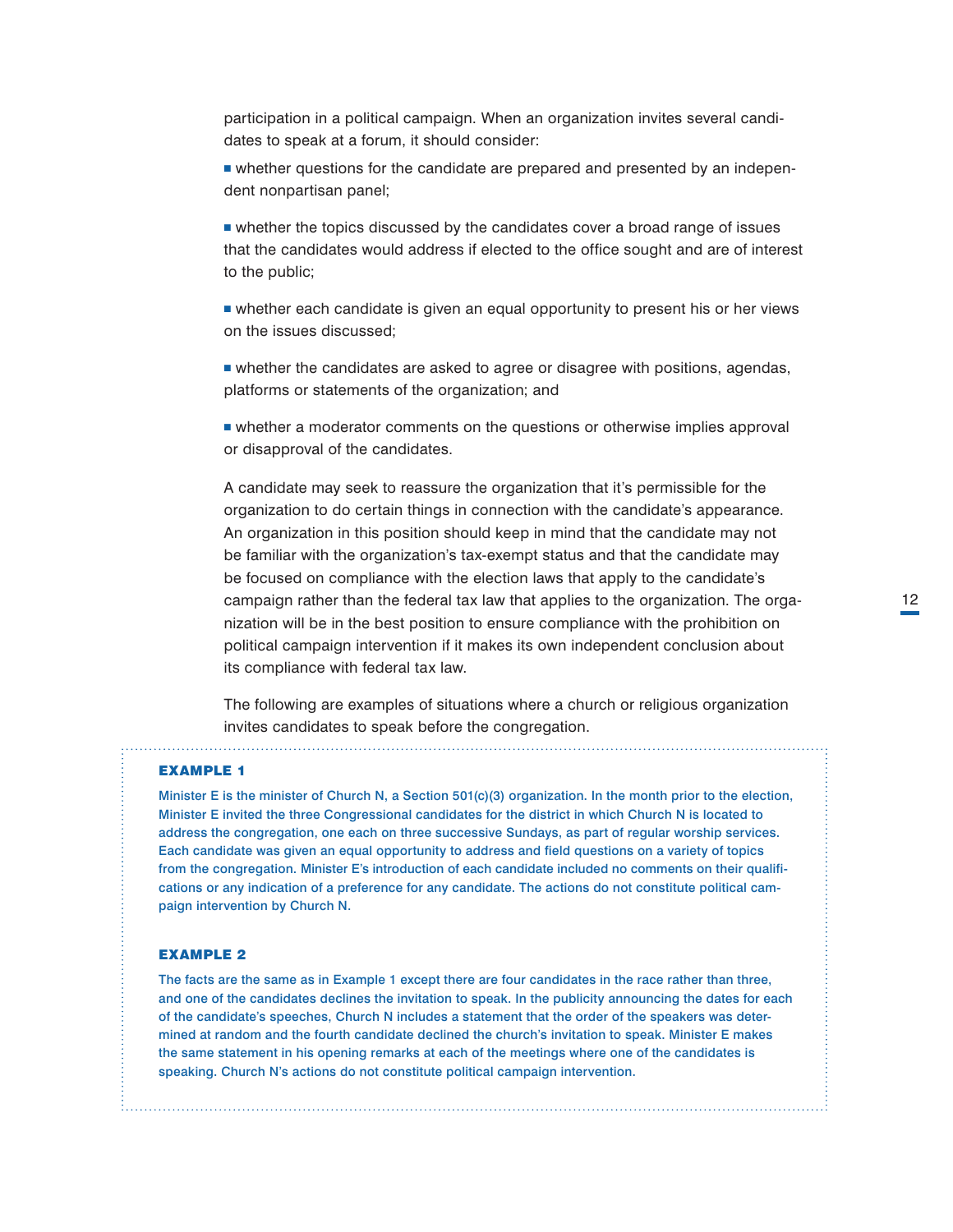participation in a political campaign. When an organization invites several candidates to speak at a forum, it should consider:

- whether questions for the candidate are prepared and presented by an independent nonpartisan panel;
- whether the topics discussed by the candidates cover a broad range of issues that the candidates would address if elected to the office sought and are of interest to the public;
- whether each candidate is given an equal opportunity to present his or her views on the issues discussed;
- whether the candidates are asked to agree or disagree with positions, agendas, platforms or statements of the organization; and
- whether a moderator comments on the questions or otherwise implies approval or disapproval of the candidates.

A candidate may seek to reassure the organization that it's permissible for the organization to do certain things in connection with the candidate's appearance. An organization in this position should keep in mind that the candidate may not be familiar with the organization's tax-exempt status and that the candidate may be focused on compliance with the election laws that apply to the candidate's campaign rather than the federal tax law that applies to the organization. The organization will be in the best position to ensure compliance with the prohibition on political campaign intervention if it makes its own independent conclusion about its compliance with federal tax law.

The following are examples of situations where a church or religious organization invites candidates to speak before the congregation.

**EXAMPLE 1**

Minister E is the minister of Church N, a Section 501(c)(3) organization. In the month prior to the election, Minister E invited the three Congressional candidates for the district in which Church N is located to address the congregation, one each on three successive Sundays, as part of regular worship services. Each candidate was given an equal opportunity to address and field questions on a variety of topics from the congregation. Minister E's introduction of each candidate included no comments on their qualifications or any indication of a preference for any candidate. The actions do not constitute political campaign intervention by Church N.

**EXAMPLE 2**

The facts are the same as in Example 1 except there are four candidates in the race rather than three, and one of the candidates declines the invitation to speak. In the publicity announcing the dates for each of the candidate's speeches, Church N includes a statement that the order of the speakers was determined at random and the fourth candidate declined the church's invitation to speak. Minister E makes the same statement in his opening remarks at each of the meetings where one of the candidates is speaking. Church N's actions do not constitute political campaign intervention.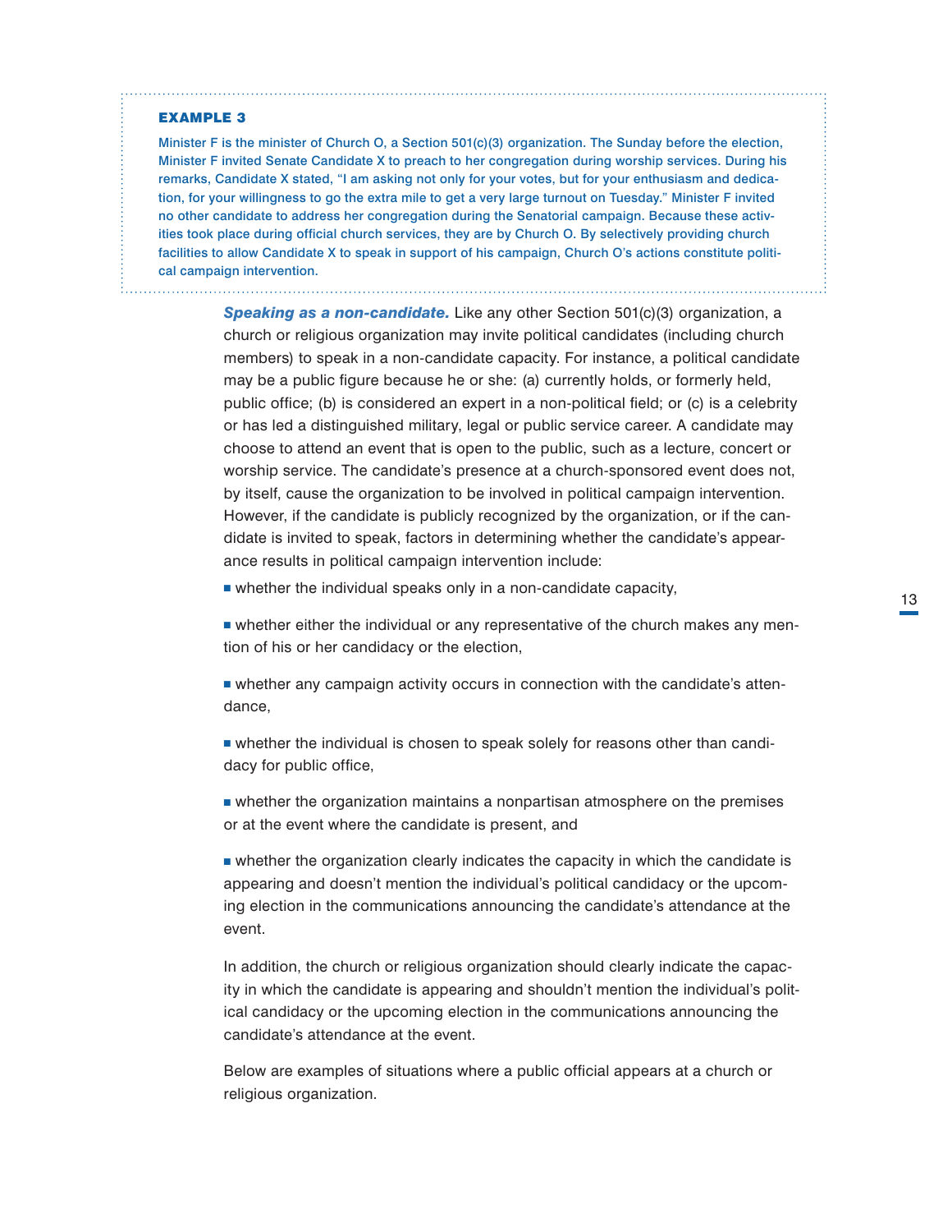### EXAMPLE 3

Minister F is the minister of Church O, a Section 501(c)(3) organization. The Sunday before the election, Minister F invited Senate Candidate X to preach to her congregation during worship services. During his remarks, Candidate X stated, "I am asking not only for your votes, but for your enthusiasm and dedication, for your willingness to go the extra mile to get a very large turnout on Tuesday." Minister F invited no other candidate to address her congregation during the Senatorial campaign. Because these activities took place during official church services, they are by Church O. By selectively providing church facilities to allow Candidate X to speak in support of his campaign, Church O's actions constitute political campaign intervention.

***Speaking as a non-candidate.*** Like any other Section 501(c)(3) organization, a church or religious organization may invite political candidates (including church members) to speak in a non-candidate capacity. For instance, a political candidate may be a public figure because he or she: (a) currently holds, or formerly held, public office; (b) is considered an expert in a non-political field; or (c) is a celebrity or has led a distinguished military, legal or public service career. A candidate may choose to attend an event that is open to the public, such as a lecture, concert or worship service. The candidate's presence at a church-sponsored event does not, by itself, cause the organization to be involved in political campaign intervention. However, if the candidate is publicly recognized by the organization, or if the candidate is invited to speak, factors in determining whether the candidate's appearance results in political campaign intervention include:

- whether the individual speaks only in a non-candidate capacity,
- whether either the individual or any representative of the church makes any mention of his or her candidacy or the election,
- whether any campaign activity occurs in connection with the candidate's attendance,
- whether the individual is chosen to speak solely for reasons other than candidacy for public office,
- whether the organization maintains a nonpartisan atmosphere on the premises or at the event where the candidate is present, and
- whether the organization clearly indicates the capacity in which the candidate is appearing and doesn't mention the individual's political candidacy or the upcoming election in the communications announcing the candidate's attendance at the event.

In addition, the church or religious organization should clearly indicate the capacity in which the candidate is appearing and shouldn't mention the individual's political candidacy or the upcoming election in the communications announcing the candidate's attendance at the event.

Below are examples of situations where a public official appears at a church or religious organization.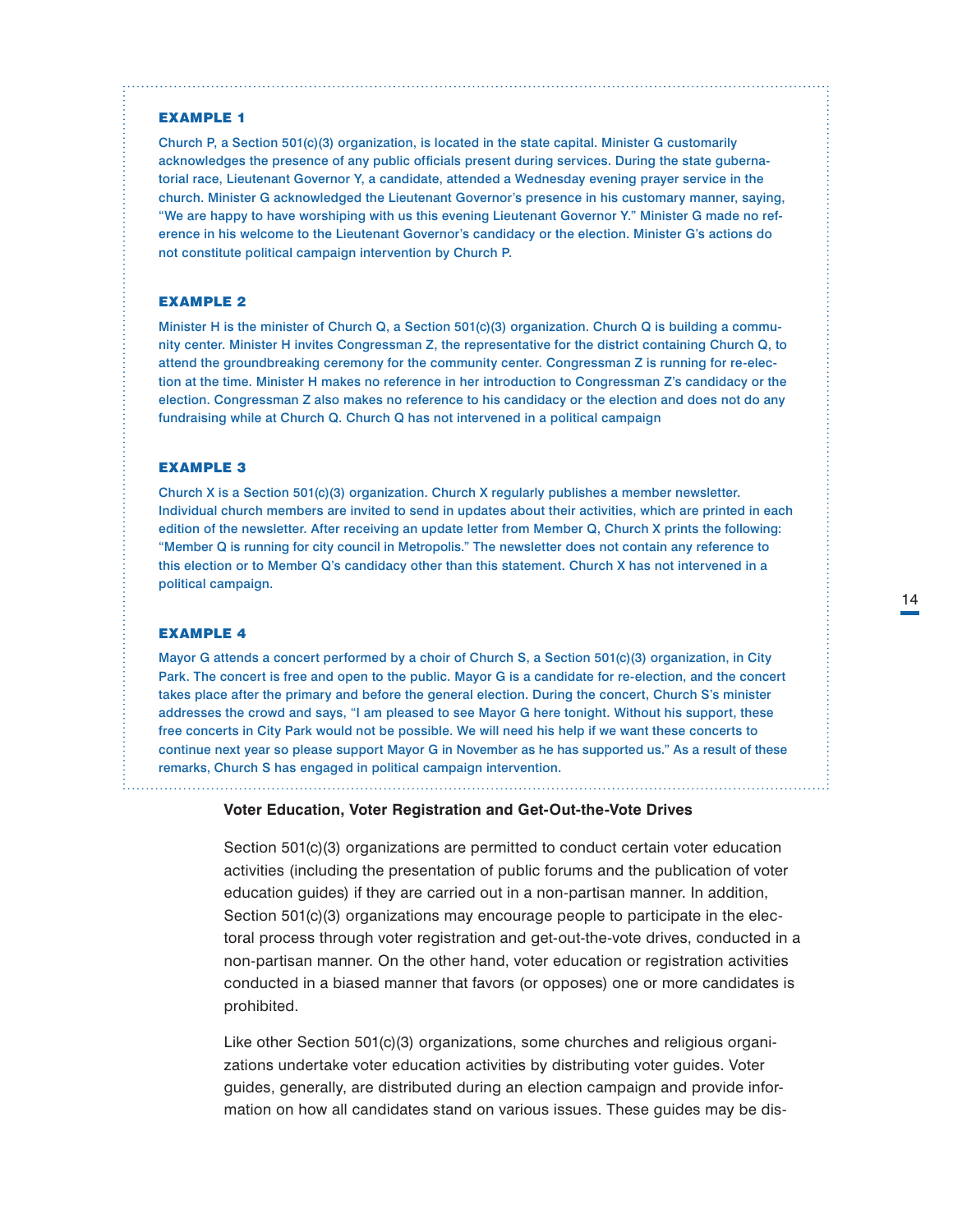### EXAMPLE 1

Church P, a Section 501(c)(3) organization, is located in the state capital. Minister G customarily acknowledges the presence of any public officials present during services. During the state gubernatorial race, Lieutenant Governor Y, a candidate, attended a Wednesday evening prayer service in the church. Minister G acknowledged the Lieutenant Governor's presence in his customary manner, saying, "We are happy to have worshiping with us this evening Lieutenant Governor Y." Minister G made no reference in his welcome to the Lieutenant Governor's candidacy or the election. Minister G's actions do not constitute political campaign intervention by Church P.

### EXAMPLE 2

Minister H is the minister of Church Q, a Section 501(c)(3) organization. Church Q is building a community center. Minister H invites Congressman Z, the representative for the district containing Church Q, to attend the groundbreaking ceremony for the community center. Congressman Z is running for re-election at the time. Minister H makes no reference in her introduction to Congressman Z's candidacy or the election. Congressman Z also makes no reference to his candidacy or the election and does not do any fundraising while at Church Q. Church Q has not intervened in a political campaign

### EXAMPLE 3

Church X is a Section 501(c)(3) organization. Church X regularly publishes a member newsletter. Individual church members are invited to send in updates about their activities, which are printed in each edition of the newsletter. After receiving an update letter from Member Q, Church X prints the following: "Member Q is running for city council in Metropolis." The newsletter does not contain any reference to this election or to Member Q's candidacy other than this statement. Church X has not intervened in a political campaign.

### EXAMPLE 4

Mayor G attends a concert performed by a choir of Church S, a Section 501(c)(3) organization, in City Park. The concert is free and open to the public. Mayor G is a candidate for re-election, and the concert takes place after the primary and before the general election. During the concert, Church S's minister addresses the crowd and says, "I am pleased to see Mayor G here tonight. Without his support, these free concerts in City Park would not be possible. We will need his help if we want these concerts to continue next year so please support Mayor G in November as he has supported us." As a result of these remarks, Church S has engaged in political campaign intervention.

## Voter Education, Voter Registration and Get-Out-the-Vote Drives

Section 501(c)(3) organizations are permitted to conduct certain voter education activities (including the presentation of public forums and the publication of voter education guides) if they are carried out in a non-partisan manner. In addition, Section 501(c)(3) organizations may encourage people to participate in the electoral process through voter registration and get-out-the-vote drives, conducted in a non-partisan manner. On the other hand, voter education or registration activities conducted in a biased manner that favors (or opposes) one or more candidates is prohibited.

Like other Section 501(c)(3) organizations, some churches and religious organizations undertake voter education activities by distributing voter guides. Voter guides, generally, are distributed during an election campaign and provide information on how all candidates stand on various issues. These guides may be dis-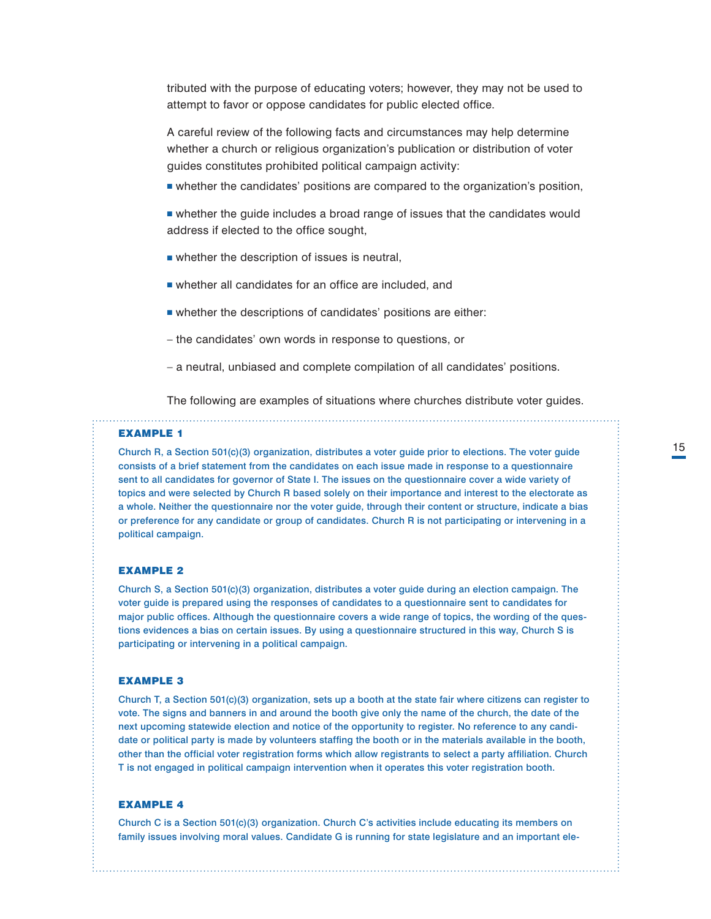tributed with the purpose of educating voters; however, they may not be used to attempt to favor or oppose candidates for public elected office.

A careful review of the following facts and circumstances may help determine whether a church or religious organization's publication or distribution of voter guides constitutes prohibited political campaign activity:

- whether the candidates' positions are compared to the organization's position,
- whether the guide includes a broad range of issues that the candidates would address if elected to the office sought,
- whether the description of issues is neutral,
- whether all candidates for an office are included, and
- whether the descriptions of candidates' positions are either:
  - the candidates' own words in response to questions, or
  - a neutral, unbiased and complete compilation of all candidates' positions.

The following are examples of situations where churches distribute voter guides.

**EXAMPLE 1**

Church R, a Section 501(c)(3) organization, distributes a voter guide prior to elections. The voter guide consists of a brief statement from the candidates on each issue made in response to a questionnaire sent to all candidates for governor of State I. The issues on the questionnaire cover a wide variety of topics and were selected by Church R based solely on their importance and interest to the electorate as a whole. Neither the questionnaire nor the voter guide, through their content or structure, indicate a bias or preference for any candidate or group of candidates. Church R is not participating or intervening in a political campaign.

**EXAMPLE 2**

Church S, a Section 501(c)(3) organization, distributes a voter guide during an election campaign. The voter guide is prepared using the responses of candidates to a questionnaire sent to candidates for major public offices. Although the questionnaire covers a wide range of topics, the wording of the questions evidences a bias on certain issues. By using a questionnaire structured in this way, Church S is participating or intervening in a political campaign.

**EXAMPLE 3**

Church T, a Section 501(c)(3) organization, sets up a booth at the state fair where citizens can register to vote. The signs and banners in and around the booth give only the name of the church, the date of the next upcoming statewide election and notice of the opportunity to register. No reference to any candidate or political party is made by volunteers staffing the booth or in the materials available in the booth, other than the official voter registration forms which allow registrants to select a party affiliation. Church T is not engaged in political campaign intervention when it operates this voter registration booth.

**EXAMPLE 4**

Church C is a Section 501(c)(3) organization. Church C's activities include educating its members on family issues involving moral values. Candidate G is running for state legislature and an important ele-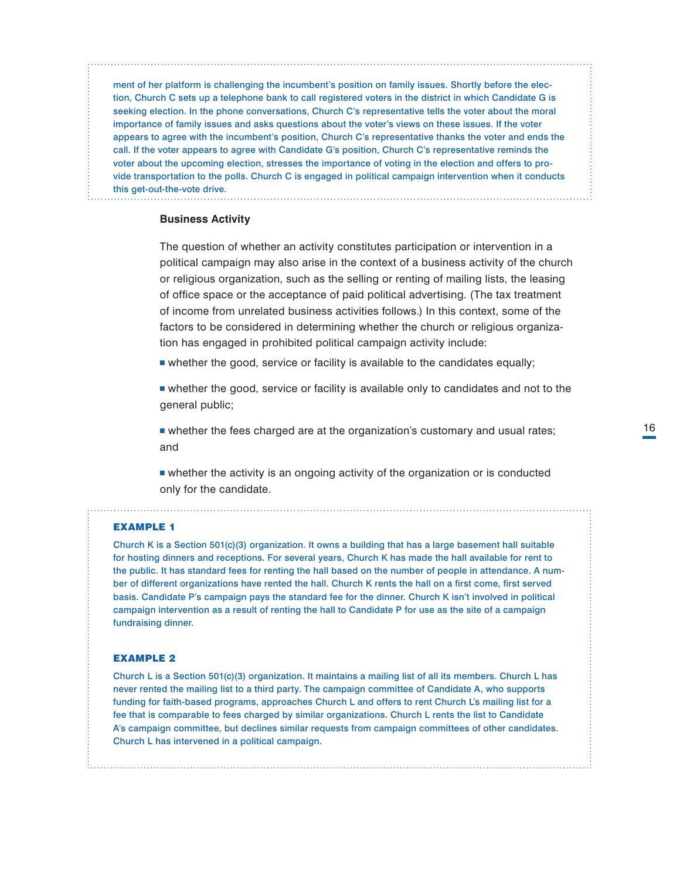ment of her platform is challenging the incumbent's position on family issues. Shortly before the election, Church C sets up a telephone bank to call registered voters in the district in which Candidate G is seeking election. In the phone conversations, Church C's representative tells the voter about the moral importance of family issues and asks questions about the voter's views on these issues. If the voter appears to agree with the incumbent's position, Church C's representative thanks the voter and ends the call. If the voter appears to agree with Candidate G's position, Church C's representative reminds the voter about the upcoming election, stresses the importance of voting in the election and offers to provide transportation to the polls. Church C is engaged in political campaign intervention when it conducts this get-out-the-vote drive.

### Business Activity

The question of whether an activity constitutes participation or intervention in a political campaign may also arise in the context of a business activity of the church or religious organization, such as the selling or renting of mailing lists, the leasing of office space or the acceptance of paid political advertising. (The tax treatment of income from unrelated business activities follows.) In this context, some of the factors to be considered in determining whether the church or religious organization has engaged in prohibited political campaign activity include:

- whether the good, service or facility is available to the candidates equally;
- whether the good, service or facility is available only to candidates and not to the general public;
- whether the fees charged are at the organization's customary and usual rates; and
- whether the activity is an ongoing activity of the organization or is conducted only for the candidate.

**EXAMPLE 1**

Church K is a Section 501(c)(3) organization. It owns a building that has a large basement hall suitable for hosting dinners and receptions. For several years, Church K has made the hall available for rent to the public. It has standard fees for renting the hall based on the number of people in attendance. A number of different organizations have rented the hall. Church K rents the hall on a first come, first served basis. Candidate P's campaign pays the standard fee for the dinner. Church K isn't involved in political campaign intervention as a result of renting the hall to Candidate P for use as the site of a campaign fundraising dinner.

**EXAMPLE 2**

Church L is a Section 501(c)(3) organization. It maintains a mailing list of all its members. Church L has never rented the mailing list to a third party. The campaign committee of Candidate A, who supports funding for faith-based programs, approaches Church L and offers to rent Church L's mailing list for a fee that is comparable to fees charged by similar organizations. Church L rents the list to Candidate A's campaign committee, but declines similar requests from campaign committees of other candidates. Church L has intervened in a political campaign.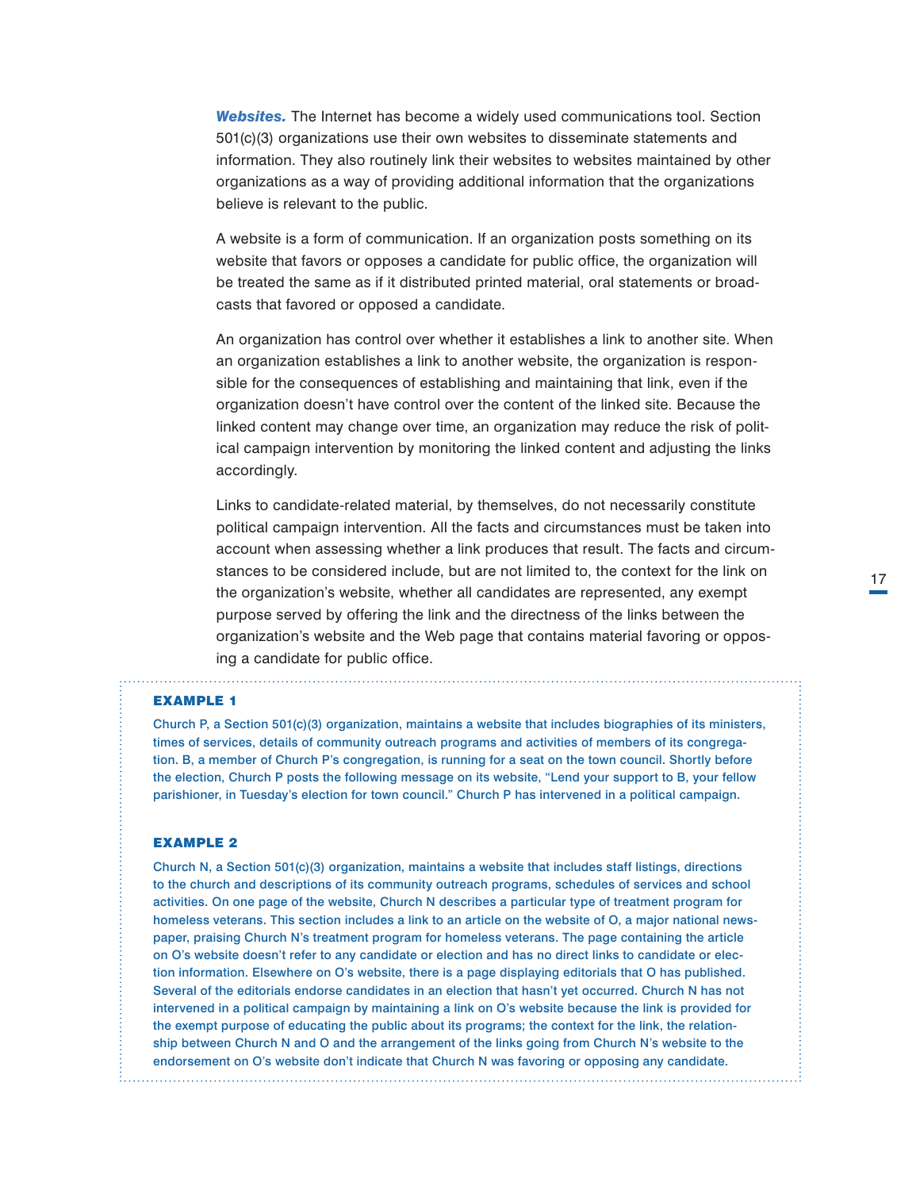***Websites.*** The Internet has become a widely used communications tool. Section 501(c)(3) organizations use their own websites to disseminate statements and information. They also routinely link their websites to websites maintained by other organizations as a way of providing additional information that the organizations believe is relevant to the public.

A website is a form of communication. If an organization posts something on its website that favors or opposes a candidate for public office, the organization will be treated the same as if it distributed printed material, oral statements or broadcasts that favored or opposed a candidate.

An organization has control over whether it establishes a link to another site. When an organization establishes a link to another website, the organization is responsible for the consequences of establishing and maintaining that link, even if the organization doesn't have control over the content of the linked site. Because the linked content may change over time, an organization may reduce the risk of political campaign intervention by monitoring the linked content and adjusting the links accordingly.

Links to candidate-related material, by themselves, do not necessarily constitute political campaign intervention. All the facts and circumstances must be taken into account when assessing whether a link produces that result. The facts and circumstances to be considered include, but are not limited to, the context for the link on the organization's website, whether all candidates are represented, any exempt purpose served by offering the link and the directness of the links between the organization's website and the Web page that contains material favoring or opposing a candidate for public office.

**EXAMPLE 1**

Church P, a Section 501(c)(3) organization, maintains a website that includes biographies of its ministers, times of services, details of community outreach programs and activities of members of its congregation. B, a member of Church P's congregation, is running for a seat on the town council. Shortly before the election, Church P posts the following message on its website, "Lend your support to B, your fellow parishioner, in Tuesday's election for town council." Church P has intervened in a political campaign.

**EXAMPLE 2**

Church N, a Section 501(c)(3) organization, maintains a website that includes staff listings, directions to the church and descriptions of its community outreach programs, schedules of services and school activities. On one page of the website, Church N describes a particular type of treatment program for homeless veterans. This section includes a link to an article on the website of O, a major national newspaper, praising Church N's treatment program for homeless veterans. The page containing the article on O's website doesn't refer to any candidate or election and has no direct links to candidate or election information. Elsewhere on O's website, there is a page displaying editorials that O has published. Several of the editorials endorse candidates in an election that hasn't yet occurred. Church N has not intervened in a political campaign by maintaining a link on O's website because the link is provided for the exempt purpose of educating the public about its programs; the context for the link, the relationship between Church N and O and the arrangement of the links going from Church N's website to the endorsement on O's website don't indicate that Church N was favoring or opposing any candidate.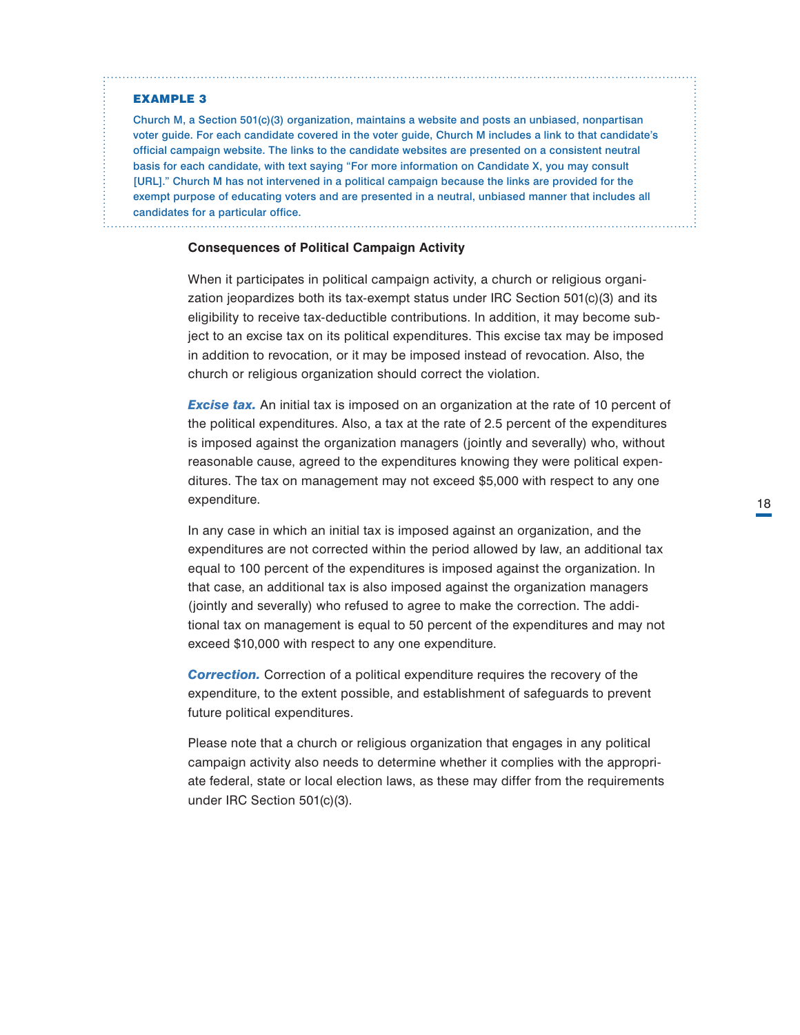**EXAMPLE 3**

Church M, a Section 501(c)(3) organization, maintains a website and posts an unbiased, nonpartisan voter guide. For each candidate covered in the voter guide, Church M includes a link to that candidate's official campaign website. The links to the candidate websites are presented on a consistent neutral basis for each candidate, with text saying "For more information on Candidate X, you may consult [URL]." Church M has not intervened in a political campaign because the links are provided for the exempt purpose of educating voters and are presented in a neutral, unbiased manner that includes all candidates for a particular office.

### Consequences of Political Campaign Activity

When it participates in political campaign activity, a church or religious organization jeopardizes both its tax-exempt status under IRC Section 501(c)(3) and its eligibility to receive tax-deductible contributions. In addition, it may become subject to an excise tax on its political expenditures. This excise tax may be imposed in addition to revocation, or it may be imposed instead of revocation. Also, the church or religious organization should correct the violation.

***Excise tax.*** An initial tax is imposed on an organization at the rate of 10 percent of the political expenditures. Also, a tax at the rate of 2.5 percent of the expenditures is imposed against the organization managers (jointly and severally) who, without reasonable cause, agreed to the expenditures knowing they were political expenditures. The tax on management may not exceed $5,000 with respect to any one expenditure.

In any case in which an initial tax is imposed against an organization, and the expenditures are not corrected within the period allowed by law, an additional tax equal to 100 percent of the expenditures is imposed against the organization. In that case, an additional tax is also imposed against the organization managers (jointly and severally) who refused to agree to make the correction. The additional tax on management is equal to 50 percent of the expenditures and may not exceed $10,000 with respect to any one expenditure.

***Correction.*** Correction of a political expenditure requires the recovery of the expenditure, to the extent possible, and establishment of safeguards to prevent future political expenditures.

Please note that a church or religious organization that engages in any political campaign activity also needs to determine whether it complies with the appropriate federal, state or local election laws, as these may differ from the requirements under IRC Section 501(c)(3).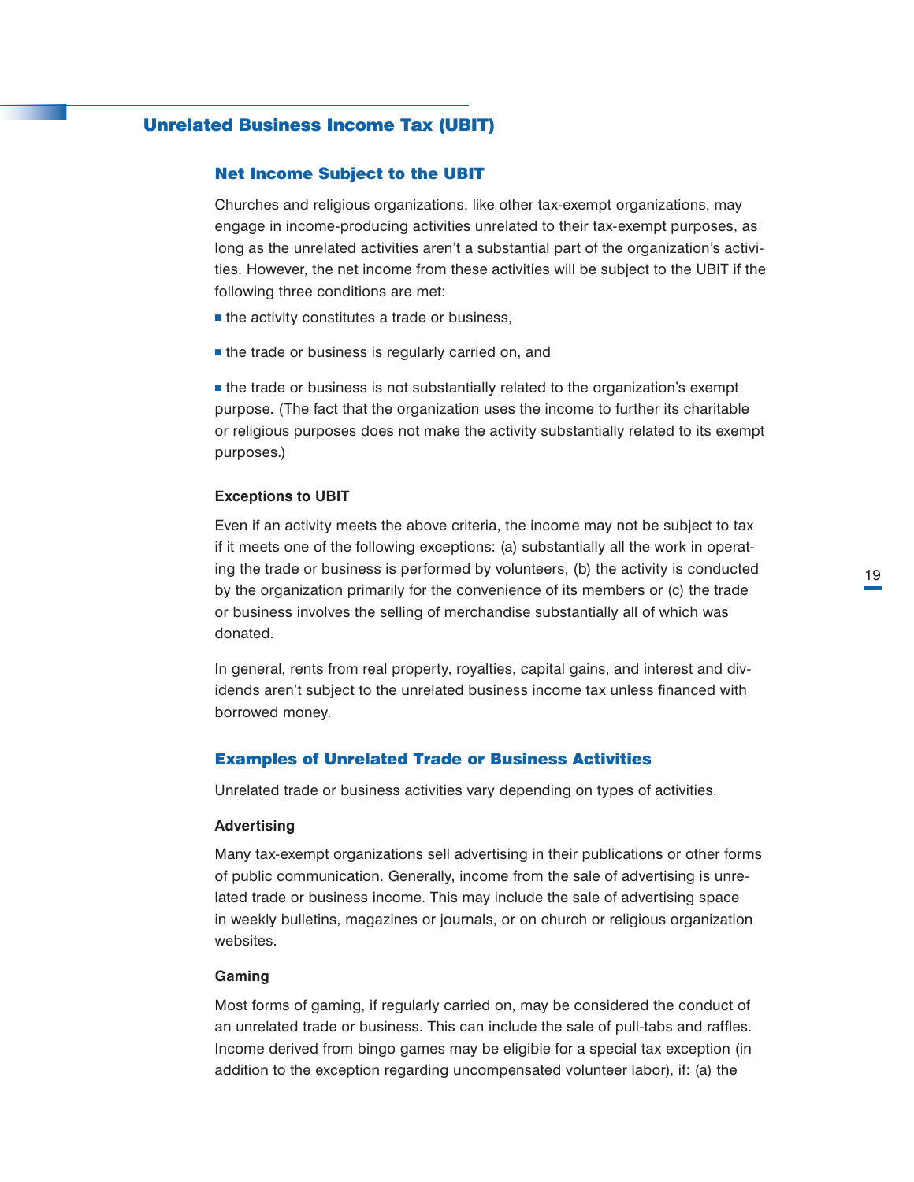## Unrelated Business Income Tax (UBIT)

### Net Income Subject to the UBIT

Churches and religious organizations, like other tax-exempt organizations, may engage in income-producing activities unrelated to their tax-exempt purposes, as long as the unrelated activities aren't a substantial part of the organization's activities. However, the net income from these activities will be subject to the UBIT if the following three conditions are met:

- the activity constitutes a trade or business,
- the trade or business is regularly carried on, and
- the trade or business is not substantially related to the organization's exempt purpose. (The fact that the organization uses the income to further its charitable or religious purposes does not make the activity substantially related to its exempt purposes.)

#### Exceptions to UBIT

Even if an activity meets the above criteria, the income may not be subject to tax if it meets one of the following exceptions: (a) substantially all the work in operating the trade or business is performed by volunteers, (b) the activity is conducted by the organization primarily for the convenience of its members or (c) the trade or business involves the selling of merchandise substantially all of which was donated.

In general, rents from real property, royalties, capital gains, and interest and dividends aren't subject to the unrelated business income tax unless financed with borrowed money.

### Examples of Unrelated Trade or Business Activities

Unrelated trade or business activities vary depending on types of activities.

#### Advertising

Many tax-exempt organizations sell advertising in their publications or other forms of public communication. Generally, income from the sale of advertising is unrelated trade or business income. This may include the sale of advertising space in weekly bulletins, magazines or journals, or on church or religious organization websites.

#### Gaming

Most forms of gaming, if regularly carried on, may be considered the conduct of an unrelated trade or business. This can include the sale of pull-tabs and raffles. Income derived from bingo games may be eligible for a special tax exception (in addition to the exception regarding uncompensated volunteer labor), if: (a) the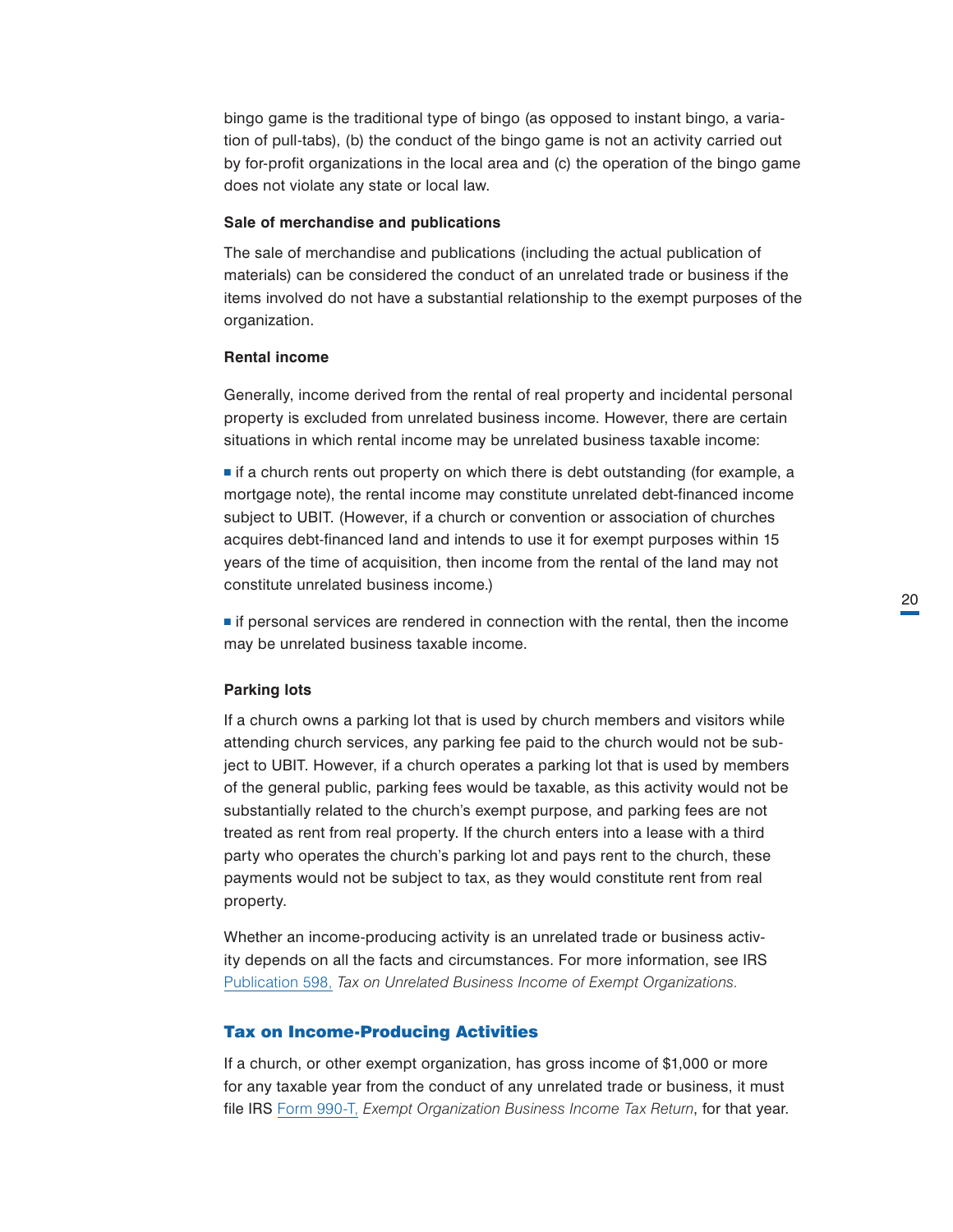bingo game is the traditional type of bingo (as opposed to instant bingo, a variation of pull-tabs), (b) the conduct of the bingo game is not an activity carried out by for-profit organizations in the local area and (c) the operation of the bingo game does not violate any state or local law.

**Sale of merchandise and publications**

The sale of merchandise and publications (including the actual publication of materials) can be considered the conduct of an unrelated trade or business if the items involved do not have a substantial relationship to the exempt purposes of the organization.

**Rental income**

Generally, income derived from the rental of real property and incidental personal property is excluded from unrelated business income. However, there are certain situations in which rental income may be unrelated business taxable income:

- if a church rents out property on which there is debt outstanding (for example, a mortgage note), the rental income may constitute unrelated debt-financed income subject to UBIT. (However, if a church or convention or association of churches acquires debt-financed land and intends to use it for exempt purposes within 15 years of the time of acquisition, then income from the rental of the land may not constitute unrelated business income.)

- if personal services are rendered in connection with the rental, then the income may be unrelated business taxable income.

**Parking lots**

If a church owns a parking lot that is used by church members and visitors while attending church services, any parking fee paid to the church would not be subject to UBIT. However, if a church operates a parking lot that is used by members of the general public, parking fees would be taxable, as this activity would not be substantially related to the church's exempt purpose, and parking fees are not treated as rent from real property. If the church enters into a lease with a third party who operates the church's parking lot and pays rent to the church, these payments would not be subject to tax, as they would constitute rent from real property.

Whether an income-producing activity is an unrelated trade or business activity depends on all the facts and circumstances. For more information, see IRS Publication 598, *Tax on Unrelated Business Income of Exempt Organizations.*

## Tax on Income-Producing Activities

If a church, or other exempt organization, has gross income of $1,000 or more for any taxable year from the conduct of any unrelated trade or business, it must file IRS Form 990-T, *Exempt Organization Business Income Tax Return*, for that year.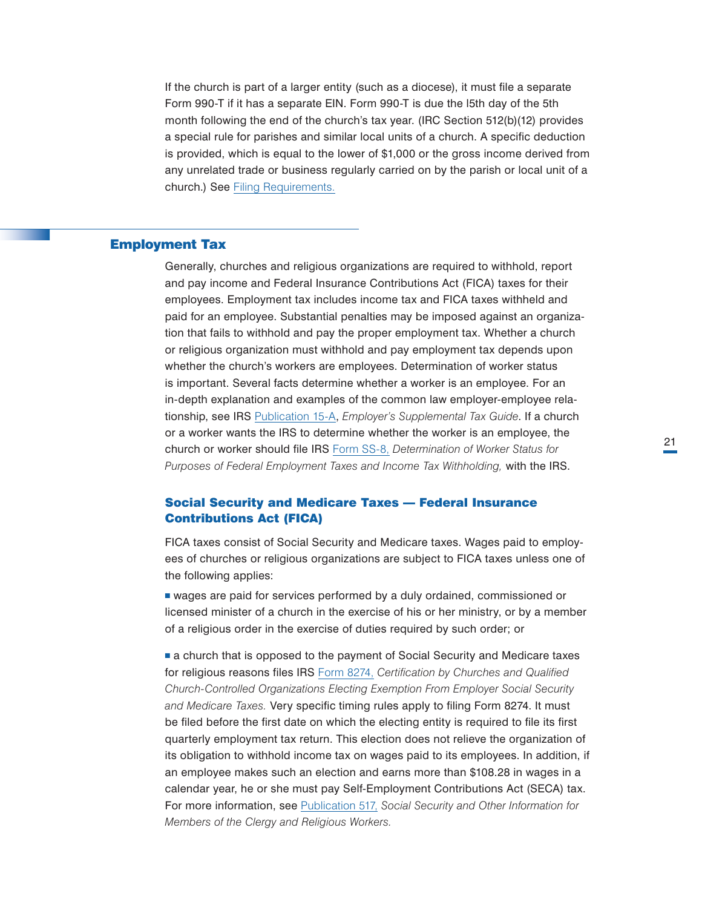If the church is part of a larger entity (such as a diocese), it must file a separate Form 990-T if it has a separate EIN. Form 990-T is due the l5th day of the 5th month following the end of the church's tax year. (IRC Section 512(b)(12) provides a special rule for parishes and similar local units of a church. A specific deduction is provided, which is equal to the lower of $1,000 or the gross income derived from any unrelated trade or business regularly carried on by the parish or local unit of a church.) See Filing Requirements.

## Employment Tax

Generally, churches and religious organizations are required to withhold, report and pay income and Federal Insurance Contributions Act (FICA) taxes for their employees. Employment tax includes income tax and FICA taxes withheld and paid for an employee. Substantial penalties may be imposed against an organization that fails to withhold and pay the proper employment tax. Whether a church or religious organization must withhold and pay employment tax depends upon whether the church's workers are employees. Determination of worker status is important. Several facts determine whether a worker is an employee. For an in-depth explanation and examples of the common law employer-employee relationship, see IRS Publication 15-A, *Employer's Supplemental Tax Guide*. If a church or a worker wants the IRS to determine whether the worker is an employee, the church or worker should file IRS Form SS-8, *Determination of Worker Status for Purposes of Federal Employment Taxes and Income Tax Withholding,* with the IRS.

### Social Security and Medicare Taxes — Federal Insurance Contributions Act (FICA)

FICA taxes consist of Social Security and Medicare taxes. Wages paid to employees of churches or religious organizations are subject to FICA taxes unless one of the following applies:

- wages are paid for services performed by a duly ordained, commissioned or licensed minister of a church in the exercise of his or her ministry, or by a member of a religious order in the exercise of duties required by such order; or
- a church that is opposed to the payment of Social Security and Medicare taxes for religious reasons files IRS Form 8274, *Certification by Churches and Qualified Church-Controlled Organizations Electing Exemption From Employer Social Security and Medicare Taxes.* Very specific timing rules apply to filing Form 8274. It must be filed before the first date on which the electing entity is required to file its first quarterly employment tax return. This election does not relieve the organization of its obligation to withhold income tax on wages paid to its employees. In addition, if an employee makes such an election and earns more than $108.28 in wages in a calendar year, he or she must pay Self-Employment Contributions Act (SECA) tax. For more information, see Publication 517, *Social Security and Other Information for Members of the Clergy and Religious Workers.*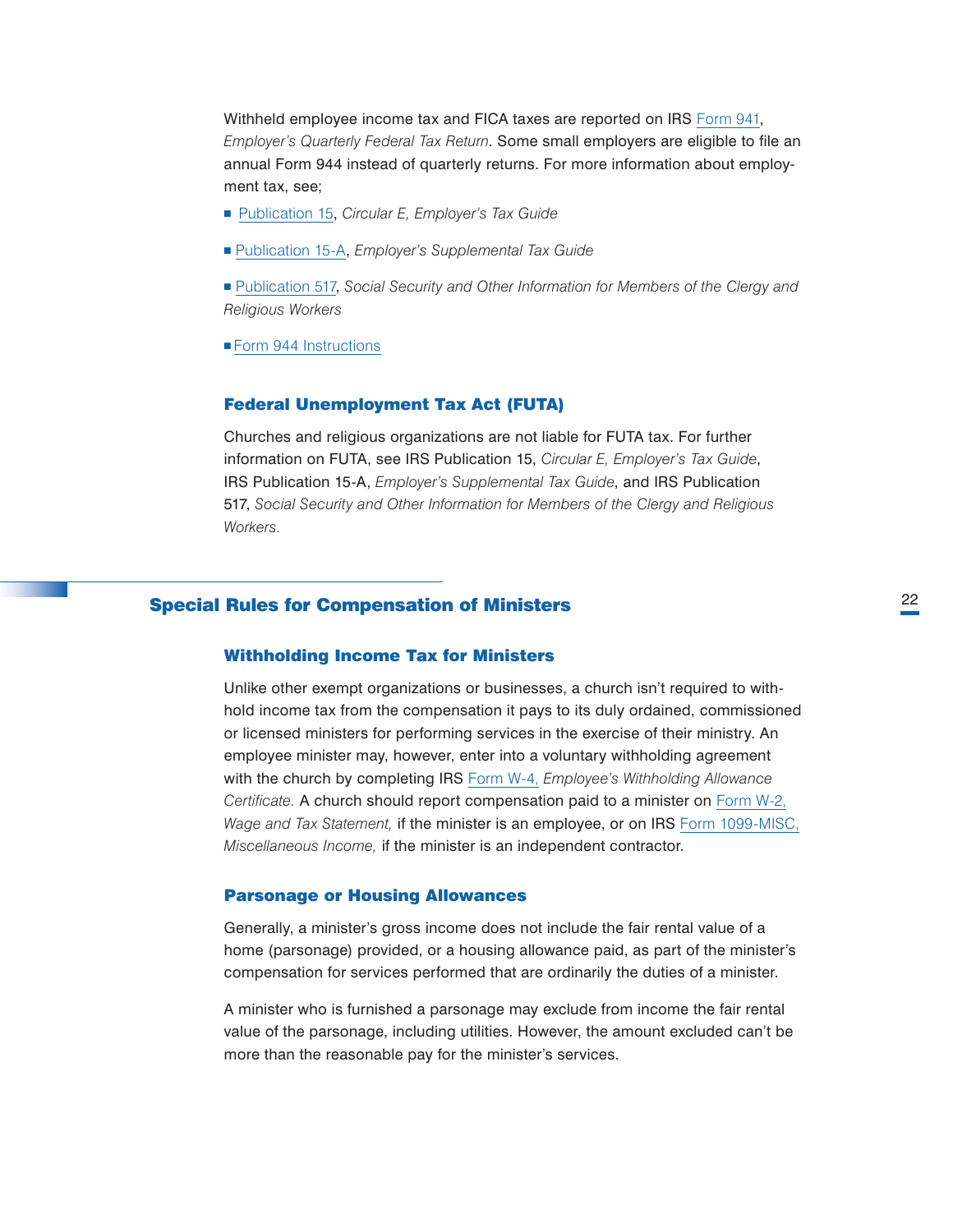Withheld employee income tax and FICA taxes are reported on IRS Form 941, *Employer's Quarterly Federal Tax Return*. Some small employers are eligible to file an annual Form 944 instead of quarterly returns. For more information about employment tax, see;

- Publication 15, *Circular E, Employer's Tax Guide*
- Publication 15-A, *Employer's Supplemental Tax Guide*
- Publication 517, *Social Security and Other Information for Members of the Clergy and Religious Workers*
- Form 944 Instructions

### Federal Unemployment Tax Act (FUTA)

Churches and religious organizations are not liable for FUTA tax. For further information on FUTA, see IRS Publication 15, *Circular E, Employer's Tax Guide*, IRS Publication 15-A, *Employer's Supplemental Tax Guide*, and IRS Publication 517, *Social Security and Other Information for Members of the Clergy and Religious Workers*.

## Special Rules for Compensation of Ministers

### Withholding Income Tax for Ministers

Unlike other exempt organizations or businesses, a church isn't required to withhold income tax from the compensation it pays to its duly ordained, commissioned or licensed ministers for performing services in the exercise of their ministry. An employee minister may, however, enter into a voluntary withholding agreement with the church by completing IRS Form W-4, *Employee's Withholding Allowance Certificate.* A church should report compensation paid to a minister on Form W-2, *Wage and Tax Statement,* if the minister is an employee, or on IRS Form 1099-MISC, *Miscellaneous Income,* if the minister is an independent contractor.

### Parsonage or Housing Allowances

Generally, a minister's gross income does not include the fair rental value of a home (parsonage) provided, or a housing allowance paid, as part of the minister's compensation for services performed that are ordinarily the duties of a minister.

A minister who is furnished a parsonage may exclude from income the fair rental value of the parsonage, including utilities. However, the amount excluded can't be more than the reasonable pay for the minister's services.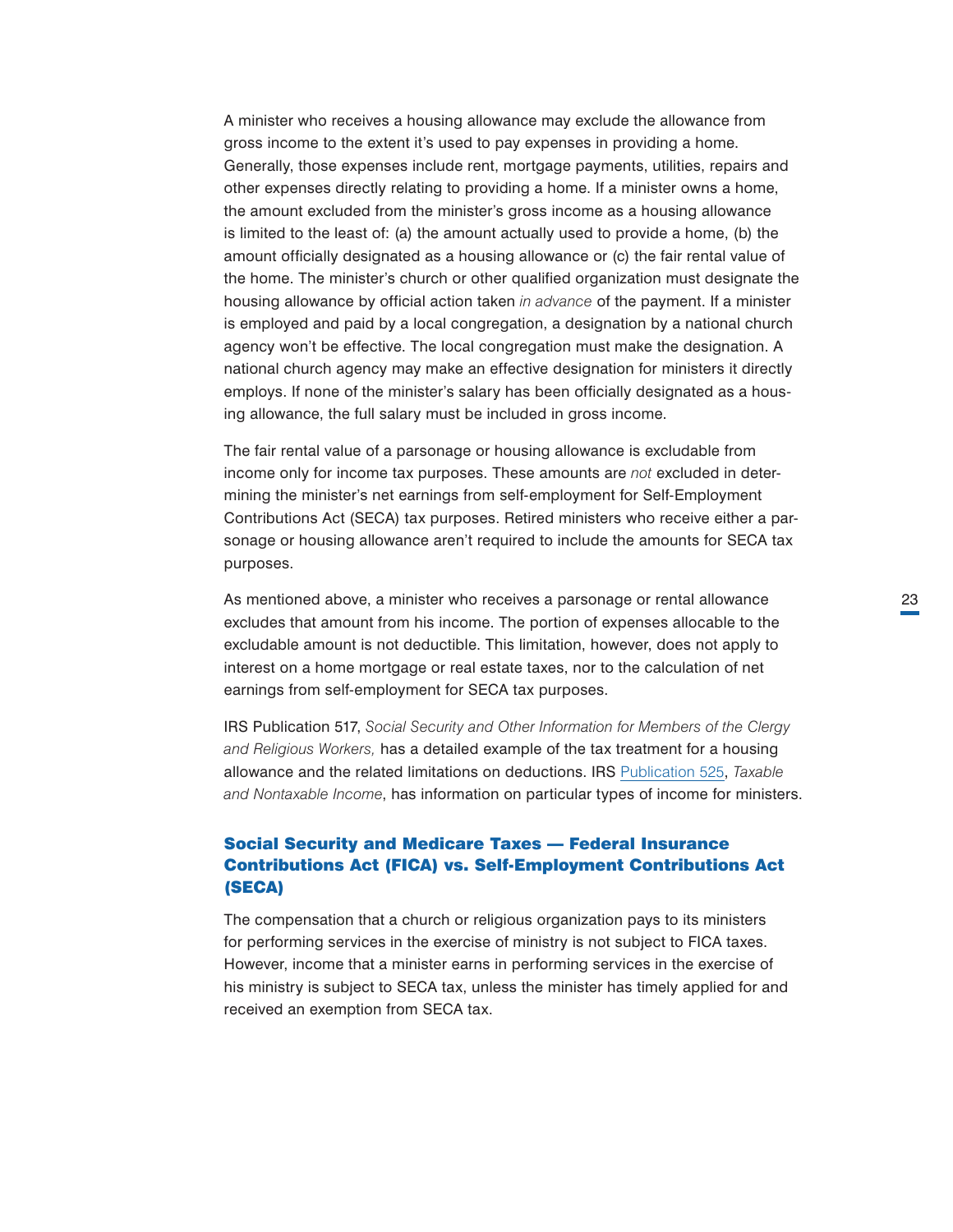A minister who receives a housing allowance may exclude the allowance from gross income to the extent it's used to pay expenses in providing a home. Generally, those expenses include rent, mortgage payments, utilities, repairs and other expenses directly relating to providing a home. If a minister owns a home, the amount excluded from the minister's gross income as a housing allowance is limited to the least of: (a) the amount actually used to provide a home, (b) the amount officially designated as a housing allowance or (c) the fair rental value of the home. The minister's church or other qualified organization must designate the housing allowance by official action taken *in advance* of the payment. If a minister is employed and paid by a local congregation, a designation by a national church agency won't be effective. The local congregation must make the designation. A national church agency may make an effective designation for ministers it directly employs. If none of the minister's salary has been officially designated as a housing allowance, the full salary must be included in gross income.

The fair rental value of a parsonage or housing allowance is excludable from income only for income tax purposes. These amounts are *not* excluded in determining the minister's net earnings from self-employment for Self-Employment Contributions Act (SECA) tax purposes. Retired ministers who receive either a parsonage or housing allowance aren't required to include the amounts for SECA tax purposes.

As mentioned above, a minister who receives a parsonage or rental allowance excludes that amount from his income. The portion of expenses allocable to the excludable amount is not deductible. This limitation, however, does not apply to interest on a home mortgage or real estate taxes, nor to the calculation of net earnings from self-employment for SECA tax purposes.

IRS Publication 517, *Social Security and Other Information for Members of the Clergy and Religious Workers,* has a detailed example of the tax treatment for a housing allowance and the related limitations on deductions. IRS Publication 525, *Taxable and Nontaxable Income*, has information on particular types of income for ministers.

## Social Security and Medicare Taxes — Federal Insurance Contributions Act (FICA) vs. Self-Employment Contributions Act (SECA)

The compensation that a church or religious organization pays to its ministers for performing services in the exercise of ministry is not subject to FICA taxes. However, income that a minister earns in performing services in the exercise of his ministry is subject to SECA tax, unless the minister has timely applied for and received an exemption from SECA tax.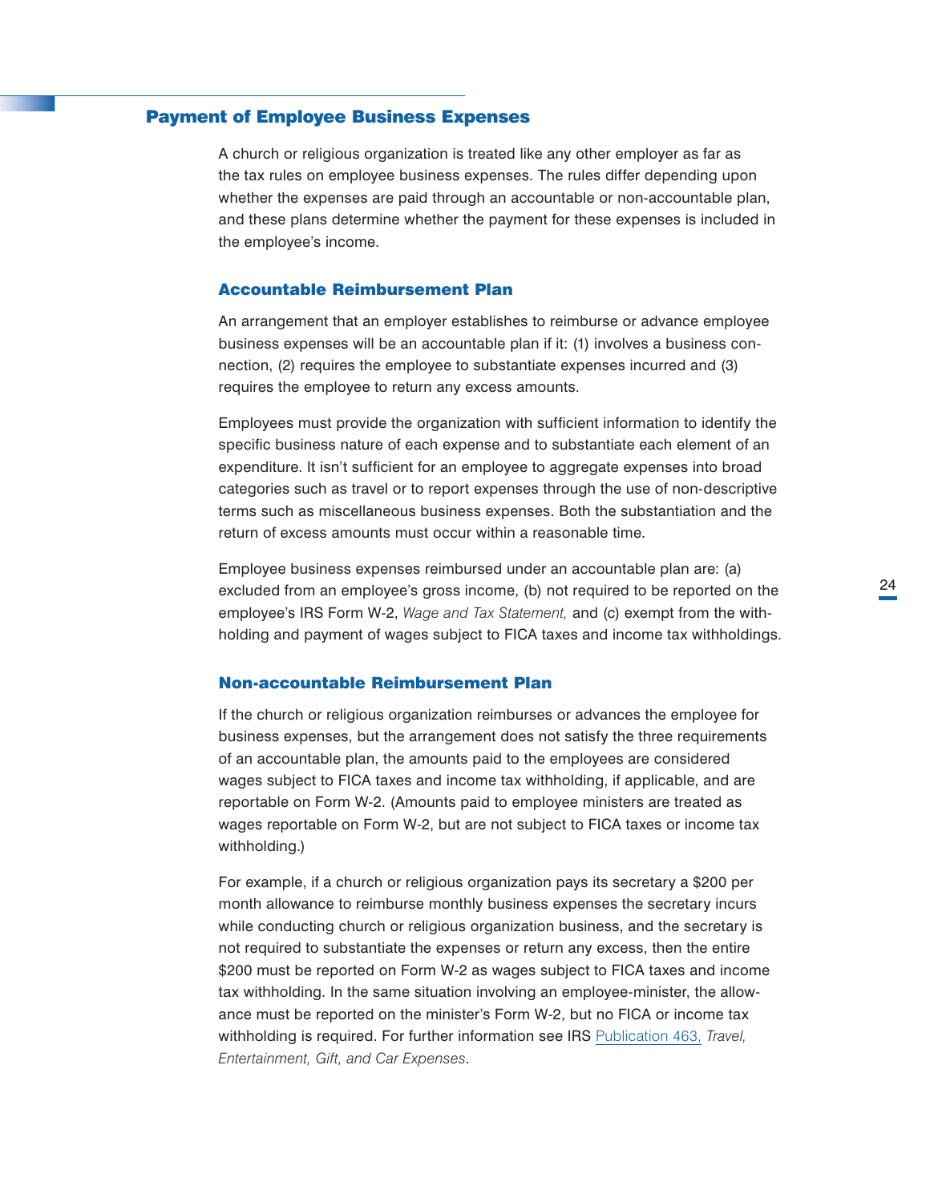## Payment of Employee Business Expenses

A church or religious organization is treated like any other employer as far as the tax rules on employee business expenses. The rules differ depending upon whether the expenses are paid through an accountable or non-accountable plan, and these plans determine whether the payment for these expenses is included in the employee's income.

### Accountable Reimbursement Plan

An arrangement that an employer establishes to reimburse or advance employee business expenses will be an accountable plan if it: (1) involves a business connection, (2) requires the employee to substantiate expenses incurred and (3) requires the employee to return any excess amounts.

Employees must provide the organization with sufficient information to identify the specific business nature of each expense and to substantiate each element of an expenditure. It isn't sufficient for an employee to aggregate expenses into broad categories such as travel or to report expenses through the use of non-descriptive terms such as miscellaneous business expenses. Both the substantiation and the return of excess amounts must occur within a reasonable time.

Employee business expenses reimbursed under an accountable plan are: (a) excluded from an employee's gross income, (b) not required to be reported on the employee's IRS Form W-2, *Wage and Tax Statement,* and (c) exempt from the withholding and payment of wages subject to FICA taxes and income tax withholdings.

### Non-accountable Reimbursement Plan

If the church or religious organization reimburses or advances the employee for business expenses, but the arrangement does not satisfy the three requirements of an accountable plan, the amounts paid to the employees are considered wages subject to FICA taxes and income tax withholding, if applicable, and are reportable on Form W-2. (Amounts paid to employee ministers are treated as wages reportable on Form W-2, but are not subject to FICA taxes or income tax withholding.)

For example, if a church or religious organization pays its secretary a $200 per month allowance to reimburse monthly business expenses the secretary incurs while conducting church or religious organization business, and the secretary is not required to substantiate the expenses or return any excess, then the entire $200 must be reported on Form W-2 as wages subject to FICA taxes and income tax withholding. In the same situation involving an employee-minister, the allowance must be reported on the minister's Form W-2, but no FICA or income tax withholding is required. For further information see IRS Publication 463, *Travel, Entertainment, Gift, and Car Expenses*.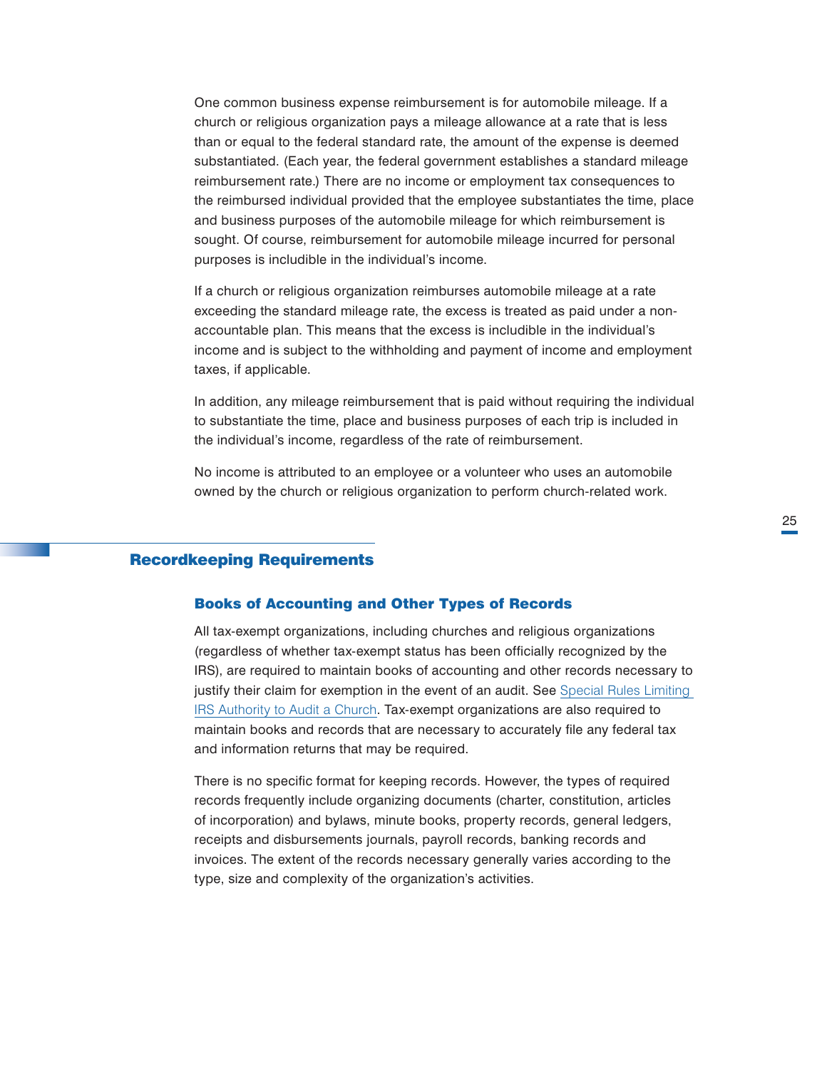One common business expense reimbursement is for automobile mileage. If a church or religious organization pays a mileage allowance at a rate that is less than or equal to the federal standard rate, the amount of the expense is deemed substantiated. (Each year, the federal government establishes a standard mileage reimbursement rate.) There are no income or employment tax consequences to the reimbursed individual provided that the employee substantiates the time, place and business purposes of the automobile mileage for which reimbursement is sought. Of course, reimbursement for automobile mileage incurred for personal purposes is includible in the individual's income.

If a church or religious organization reimburses automobile mileage at a rate exceeding the standard mileage rate, the excess is treated as paid under a non-accountable plan. This means that the excess is includible in the individual's income and is subject to the withholding and payment of income and employment taxes, if applicable.

In addition, any mileage reimbursement that is paid without requiring the individual to substantiate the time, place and business purposes of each trip is included in the individual's income, regardless of the rate of reimbursement.

No income is attributed to an employee or a volunteer who uses an automobile owned by the church or religious organization to perform church-related work.

## Recordkeeping Requirements

### Books of Accounting and Other Types of Records

All tax-exempt organizations, including churches and religious organizations (regardless of whether tax-exempt status has been officially recognized by the IRS), are required to maintain books of accounting and other records necessary to justify their claim for exemption in the event of an audit. See Special Rules Limiting IRS Authority to Audit a Church. Tax-exempt organizations are also required to maintain books and records that are necessary to accurately file any federal tax and information returns that may be required.

There is no specific format for keeping records. However, the types of required records frequently include organizing documents (charter, constitution, articles of incorporation) and bylaws, minute books, property records, general ledgers, receipts and disbursements journals, payroll records, banking records and invoices. The extent of the records necessary generally varies according to the type, size and complexity of the organization's activities.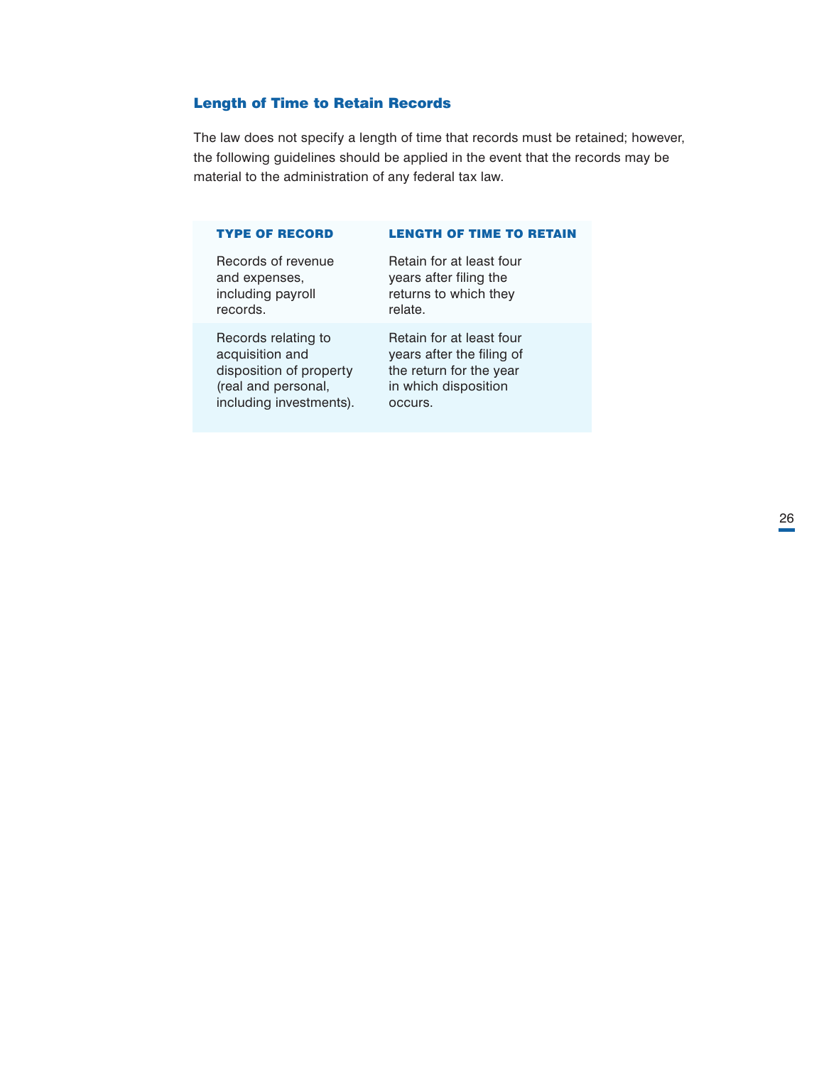### Length of Time to Retain Records

The law does not specify a length of time that records must be retained; however, the following guidelines should be applied in the event that the records may be material to the administration of any federal tax law.

| TYPE OF RECORD | LENGTH OF TIME TO RETAIN |
| --- | --- |
| Records of revenue and expenses, including payroll records. | Retain for at least four years after filing the returns to which they relate. |
| Records relating to acquisition and disposition of property (real and personal, including investments). | Retain for at least four years after the filing of the return for the year in which disposition occurs. |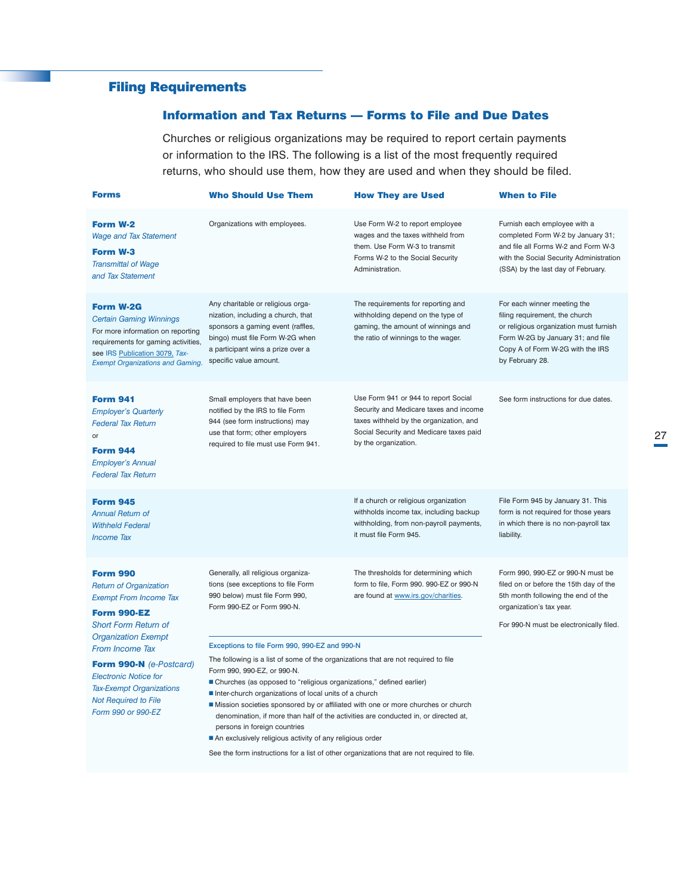# Filing Requirements

## Information and Tax Returns — Forms to File and Due Dates

Churches or religious organizations may be required to report certain payments or information to the IRS. The following is a list of the most frequently required returns, who should use them, how they are used and when they should be filed.

| Forms | Who Should Use Them | How They are Used | When to File |
|---|---|---|---|
| **Form W-2** *Wage and Tax Statement* **Form W-3** *Transmittal of Wage and Tax Statement* | Organizations with employees. | Use Form W-2 to report employee wages and the taxes withheld from them. Use Form W-3 to transmit Forms W-2 to the Social Security Administration. | Furnish each employee with a completed Form W-2 by January 31; and file all Forms W-2 and Form W-3 with the Social Security Administration (SSA) by the last day of February. |
| **Form W-2G** *Certain Gaming Winnings* For more information on reporting requirements for gaming activities, see IRS Publication 3079, *Tax-Exempt Organizations and Gaming*. | Any charitable or religious organization, including a church, that sponsors a gaming event (raffles, bingo) must file Form W-2G when a participant wins a prize over a specific value amount. | The requirements for reporting and withholding depend on the type of gaming, the amount of winnings and the ratio of winnings to the wager. | For each winner meeting the filing requirement, the church or religious organization must furnish Form W-2G by January 31; and file Copy A of Form W-2G with the IRS by February 28. |
| **Form 941** *Employer's Quarterly Federal Tax Return* or **Form 944** *Employer's Annual Federal Tax Return* | Small employers that have been notified by the IRS to file Form 944 (see form instructions) may use that form; other employers required to file must use Form 941. | Use Form 941 or 944 to report Social Security and Medicare taxes and income taxes withheld by the organization, and Social Security and Medicare taxes paid by the organization. | See form instructions for due dates. |
| **Form 945** *Annual Return of Withheld Federal Income Tax* | | If a church or religious organization withholds income tax, including backup withholding, from non-payroll payments, it must file Form 945. | File Form 945 by January 31. This form is not required for those years in which there is no non-payroll tax liability. |
| **Form 990** *Return of Organization Exempt From Income Tax* **Form 990-EZ** *Short Form Return of Organization Exempt From Income Tax* **Form 990-N** *(e-Postcard)* *Electronic Notice for Tax-Exempt Organizations Not Required to File Form 990 or 990-EZ* | Generally, all religious organizations (see exceptions to file Form 990 below) must file Form 990, Form 990-EZ or Form 990-N. | The thresholds for determining which form to file, Form 990. 990-EZ or 990-N are found at www.irs.gov/charities. | Form 990, 990-EZ or 990-N must be filed on or before the 15th day of the 5th month following the end of the organization's tax year. For 990-N must be electronically filed. |

**Exceptions to file Form 990, 990-EZ and 990-N**

The following is a list of some of the organizations that are not required to file Form 990, 990-EZ, or 990-N.

- Churches (as opposed to "religious organizations," defined earlier)
- Inter-church organizations of local units of a church
- Mission societies sponsored by or affiliated with one or more churches or church denomination, if more than half of the activities are conducted in, or directed at, persons in foreign countries
- An exclusively religious activity of any religious order

See the form instructions for a list of other organizations that are not required to file.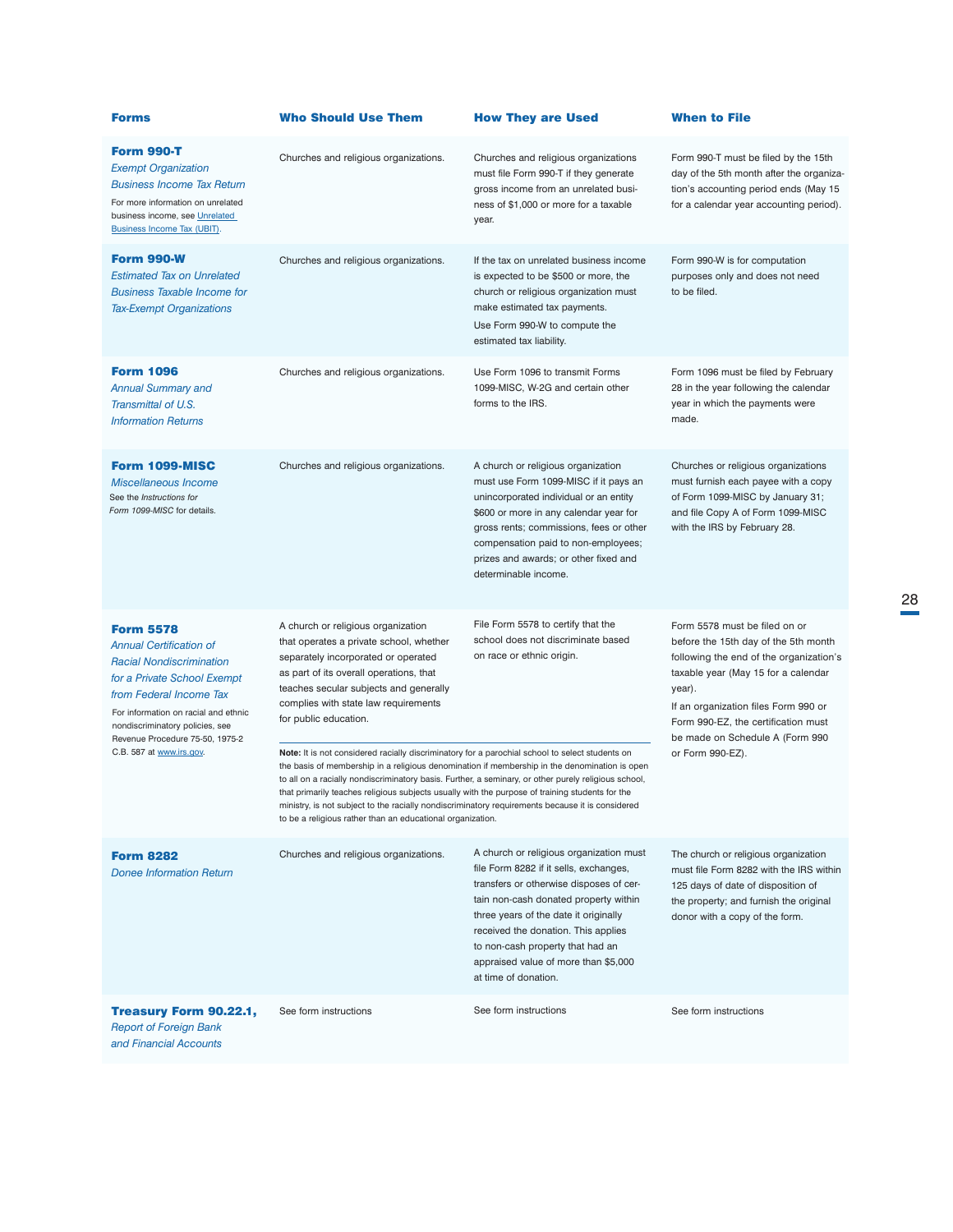| Forms | Who Should Use Them | How They are Used | When to File |
|---|---|---|---|
| **Form 990-T** *Exempt Organization Business Income Tax Return* For more information on unrelated business income, see Unrelated Business Income Tax (UBIT). | Churches and religious organizations. | Churches and religious organizations must file Form 990-T if they generate gross income from an unrelated business of $1,000 or more for a taxable year. | Form 990-T must be filed by the 15th day of the 5th month after the organization's accounting period ends (May 15 for a calendar year accounting period). |
| **Form 990-W** *Estimated Tax on Unrelated Business Taxable Income for Tax-Exempt Organizations* | Churches and religious organizations. | If the tax on unrelated business income is expected to be $500 or more, the church or religious organization must make estimated tax payments. Use Form 990-W to compute the estimated tax liability. | Form 990-W is for computation purposes only and does not need to be filed. |
| **Form 1096** *Annual Summary and Transmittal of U.S. Information Returns* | Churches and religious organizations. | Use Form 1096 to transmit Forms 1099-MISC, W-2G and certain other forms to the IRS. | Form 1096 must be filed by February 28 in the year following the calendar year in which the payments were made. |
| **Form 1099-MISC** *Miscellaneous Income* See the *Instructions for Form 1099-MISC* for details. | Churches and religious organizations. | A church or religious organization must use Form 1099-MISC if it pays an unincorporated individual or an entity $600 or more in any calendar year for gross rents; commissions, fees or other compensation paid to non-employees; prizes and awards; or other fixed and determinable income. | Churches or religious organizations must furnish each payee with a copy of Form 1099-MISC by January 31; and file Copy A of Form 1099-MISC with the IRS by February 28. |
| **Form 5578** *Annual Certification of Racial Nondiscrimination for a Private School Exempt from Federal Income Tax* For information on racial and ethnic nondiscriminatory policies, see Revenue Procedure 75-50, 1975-2 C.B. 587 at www.irs.gov. | A church or religious organization that operates a private school, whether separately incorporated or operated as part of its overall operations, that teaches secular subjects and generally complies with state law requirements for public education. **Note:** It is not considered racially discriminatory for a parochial school to select students on the basis of membership in a religious denomination if membership in the denomination is open to all on a racially nondiscriminatory basis. Further, a seminary, or other purely religious school, that primarily teaches religious subjects usually with the purpose of training students for the ministry, is not subject to the racially nondiscriminatory requirements because it is considered to be a religious rather than an educational organization. | File Form 5578 to certify that the school does not discriminate based on race or ethnic origin. | Form 5578 must be filed on or before the 15th day of the 5th month following the end of the organization's taxable year (May 15 for a calendar year). If an organization files Form 990 or Form 990-EZ, the certification must be made on Schedule A (Form 990 or Form 990-EZ). |
| **Form 8282** *Donee Information Return* | Churches and religious organizations. | A church or religious organization must file Form 8282 if it sells, exchanges, transfers or otherwise disposes of certain non-cash donated property within three years of the date it originally received the donation. This applies to non-cash property that had an appraised value of more than $5,000 at time of donation. | The church or religious organization must file Form 8282 with the IRS within 125 days of date of disposition of the property; and furnish the original donor with a copy of the form. |
| **Treasury Form 90.22.1,** *Report of Foreign Bank and Financial Accounts* | See form instructions | See form instructions | See form instructions |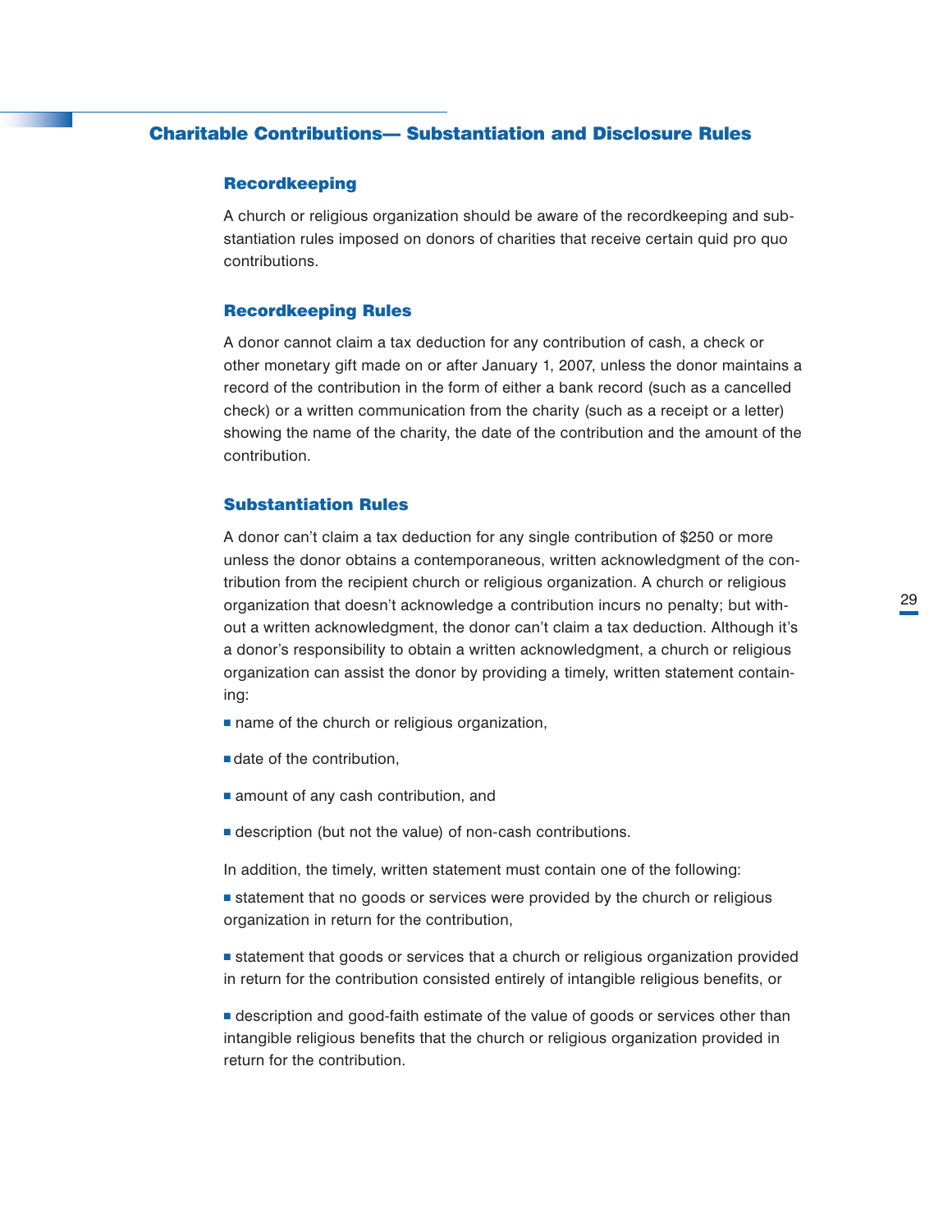## Charitable Contributions— Substantiation and Disclosure Rules

### Recordkeeping

A church or religious organization should be aware of the recordkeeping and substantiation rules imposed on donors of charities that receive certain quid pro quo contributions.

### Recordkeeping Rules

A donor cannot claim a tax deduction for any contribution of cash, a check or other monetary gift made on or after January 1, 2007, unless the donor maintains a record of the contribution in the form of either a bank record (such as a cancelled check) or a written communication from the charity (such as a receipt or a letter) showing the name of the charity, the date of the contribution and the amount of the contribution.

### Substantiation Rules

A donor can't claim a tax deduction for any single contribution of $250 or more unless the donor obtains a contemporaneous, written acknowledgment of the contribution from the recipient church or religious organization. A church or religious organization that doesn't acknowledge a contribution incurs no penalty; but without a written acknowledgment, the donor can't claim a tax deduction. Although it's a donor's responsibility to obtain a written acknowledgment, a church or religious organization can assist the donor by providing a timely, written statement containing:

- name of the church or religious organization,
- date of the contribution,
- amount of any cash contribution, and
- description (but not the value) of non-cash contributions.

In addition, the timely, written statement must contain one of the following:

- statement that no goods or services were provided by the church or religious organization in return for the contribution,
- statement that goods or services that a church or religious organization provided in return for the contribution consisted entirely of intangible religious benefits, or
- description and good-faith estimate of the value of goods or services other than intangible religious benefits that the church or religious organization provided in return for the contribution.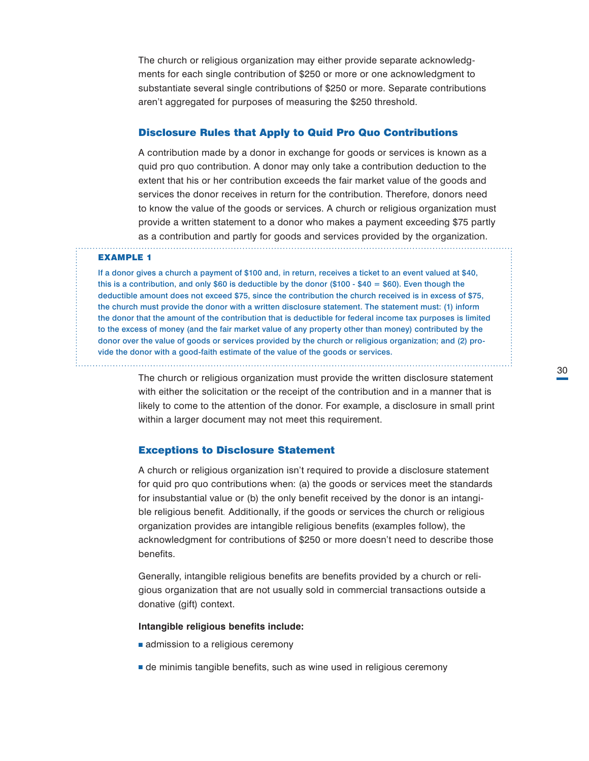The church or religious organization may either provide separate acknowledgments for each single contribution of $250 or more or one acknowledgment to substantiate several single contributions of $250 or more. Separate contributions aren't aggregated for purposes of measuring the $250 threshold.

## Disclosure Rules that Apply to Quid Pro Quo Contributions

A contribution made by a donor in exchange for goods or services is known as a quid pro quo contribution. A donor may only take a contribution deduction to the extent that his or her contribution exceeds the fair market value of the goods and services the donor receives in return for the contribution. Therefore, donors need to know the value of the goods or services. A church or religious organization must provide a written statement to a donor who makes a payment exceeding $75 partly as a contribution and partly for goods and services provided by the organization.

> **EXAMPLE 1**
>
> **If a donor gives a church a payment of $100 and, in return, receives a ticket to an event valued at $40, this is a contribution, and only $60 is deductible by the donor ($100 - $40 = $60). Even though the deductible amount does not exceed $75, since the contribution the church received is in excess of $75, the church must provide the donor with a written disclosure statement. The statement must: (1) inform the donor that the amount of the contribution that is deductible for federal income tax purposes is limited to the excess of money (and the fair market value of any property other than money) contributed by the donor over the value of goods or services provided by the church or religious organization; and (2) provide the donor with a good-faith estimate of the value of the goods or services.**

The church or religious organization must provide the written disclosure statement with either the solicitation or the receipt of the contribution and in a manner that is likely to come to the attention of the donor. For example, a disclosure in small print within a larger document may not meet this requirement.

## Exceptions to Disclosure Statement

A church or religious organization isn't required to provide a disclosure statement for quid pro quo contributions when: (a) the goods or services meet the standards for insubstantial value or (b) the only benefit received by the donor is an intangible religious benefit. Additionally, if the goods or services the church or religious organization provides are intangible religious benefits (examples follow), the acknowledgment for contributions of $250 or more doesn't need to describe those benefits.

Generally, intangible religious benefits are benefits provided by a church or religious organization that are not usually sold in commercial transactions outside a donative (gift) context.

**Intangible religious benefits include:**

- admission to a religious ceremony
- de minimis tangible benefits, such as wine used in religious ceremony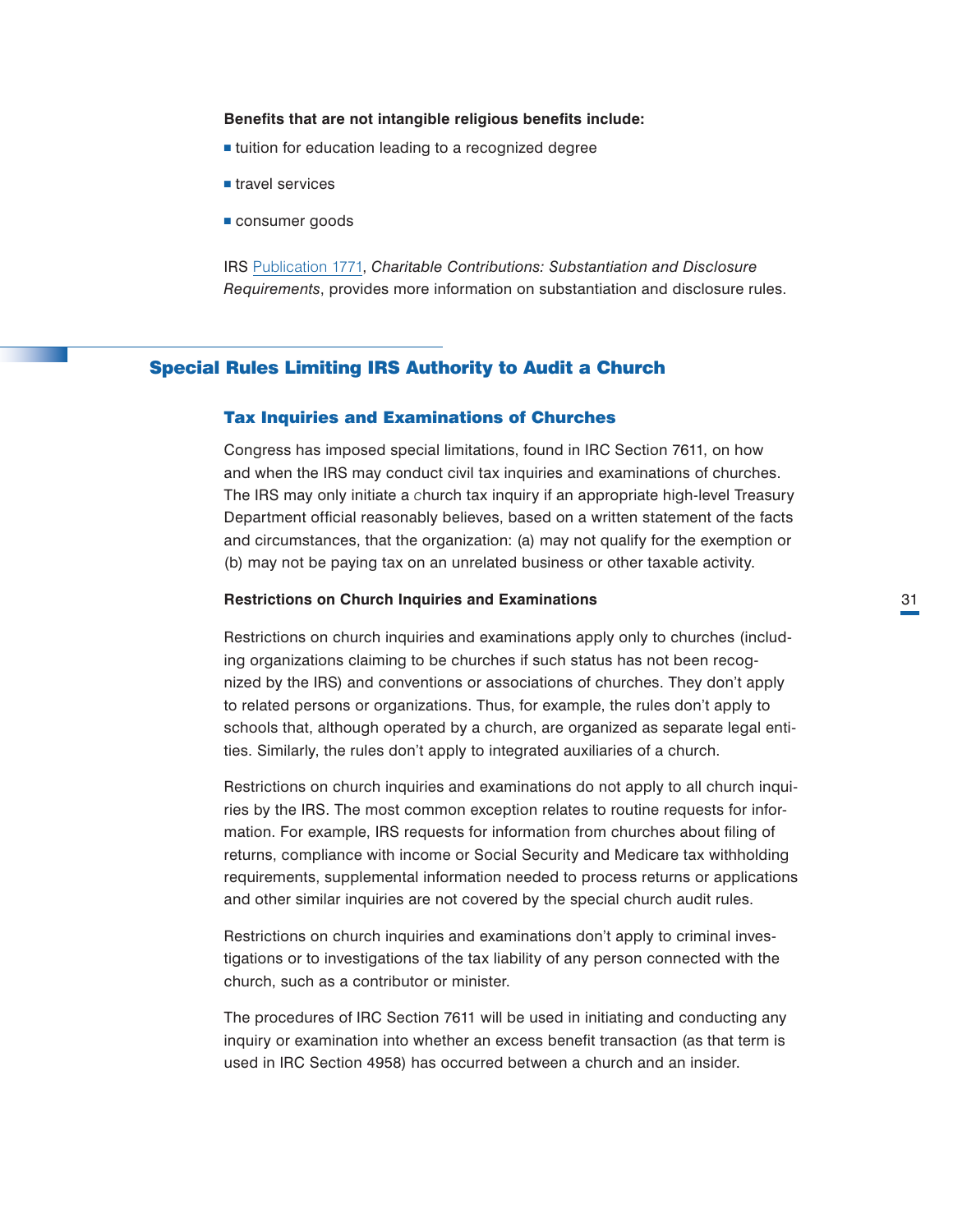**Benefits that are not intangible religious benefits include:**

- tuition for education leading to a recognized degree
- travel services
- consumer goods

IRS Publication 1771, *Charitable Contributions: Substantiation and Disclosure Requirements*, provides more information on substantiation and disclosure rules.

## Special Rules Limiting IRS Authority to Audit a Church

### Tax Inquiries and Examinations of Churches

Congress has imposed special limitations, found in IRC Section 7611, on how and when the IRS may conduct civil tax inquiries and examinations of churches. The IRS may only initiate a church tax inquiry if an appropriate high-level Treasury Department official reasonably believes, based on a written statement of the facts and circumstances, that the organization: (a) may not qualify for the exemption or (b) may not be paying tax on an unrelated business or other taxable activity.

**Restrictions on Church Inquiries and Examinations**

Restrictions on church inquiries and examinations apply only to churches (including organizations claiming to be churches if such status has not been recognized by the IRS) and conventions or associations of churches. They don't apply to related persons or organizations. Thus, for example, the rules don't apply to schools that, although operated by a church, are organized as separate legal entities. Similarly, the rules don't apply to integrated auxiliaries of a church.

Restrictions on church inquiries and examinations do not apply to all church inquiries by the IRS. The most common exception relates to routine requests for information. For example, IRS requests for information from churches about filing of returns, compliance with income or Social Security and Medicare tax withholding requirements, supplemental information needed to process returns or applications and other similar inquiries are not covered by the special church audit rules.

Restrictions on church inquiries and examinations don't apply to criminal investigations or to investigations of the tax liability of any person connected with the church, such as a contributor or minister.

The procedures of IRC Section 7611 will be used in initiating and conducting any inquiry or examination into whether an excess benefit transaction (as that term is used in IRC Section 4958) has occurred between a church and an insider.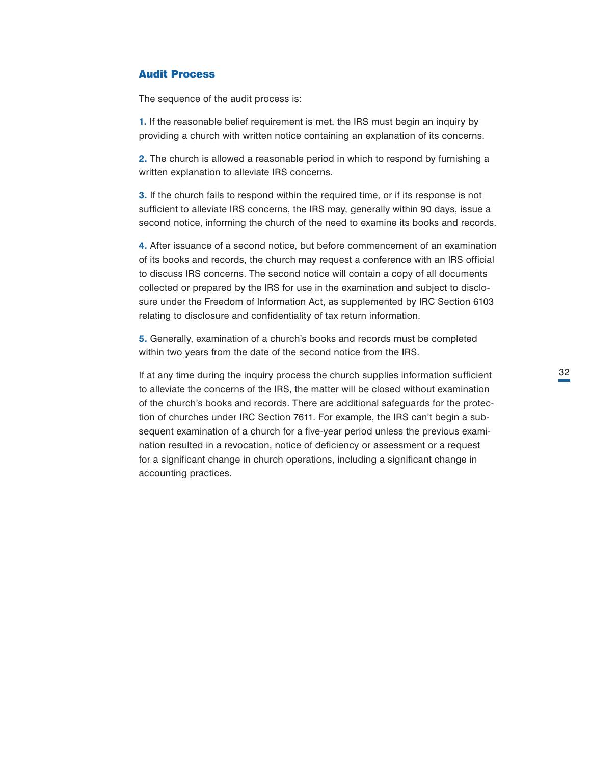### Audit Process

The sequence of the audit process is:

**1.** If the reasonable belief requirement is met, the IRS must begin an inquiry by providing a church with written notice containing an explanation of its concerns.

**2.** The church is allowed a reasonable period in which to respond by furnishing a written explanation to alleviate IRS concerns.

**3.** If the church fails to respond within the required time, or if its response is not sufficient to alleviate IRS concerns, the IRS may, generally within 90 days, issue a second notice, informing the church of the need to examine its books and records.

**4.** After issuance of a second notice, but before commencement of an examination of its books and records, the church may request a conference with an IRS official to discuss IRS concerns. The second notice will contain a copy of all documents collected or prepared by the IRS for use in the examination and subject to disclosure under the Freedom of Information Act, as supplemented by IRC Section 6103 relating to disclosure and confidentiality of tax return information.

**5.** Generally, examination of a church's books and records must be completed within two years from the date of the second notice from the IRS.

If at any time during the inquiry process the church supplies information sufficient to alleviate the concerns of the IRS, the matter will be closed without examination of the church's books and records. There are additional safeguards for the protection of churches under IRC Section 7611. For example, the IRS can't begin a subsequent examination of a church for a five-year period unless the previous examination resulted in a revocation, notice of deficiency or assessment or a request for a significant change in church operations, including a significant change in accounting practices.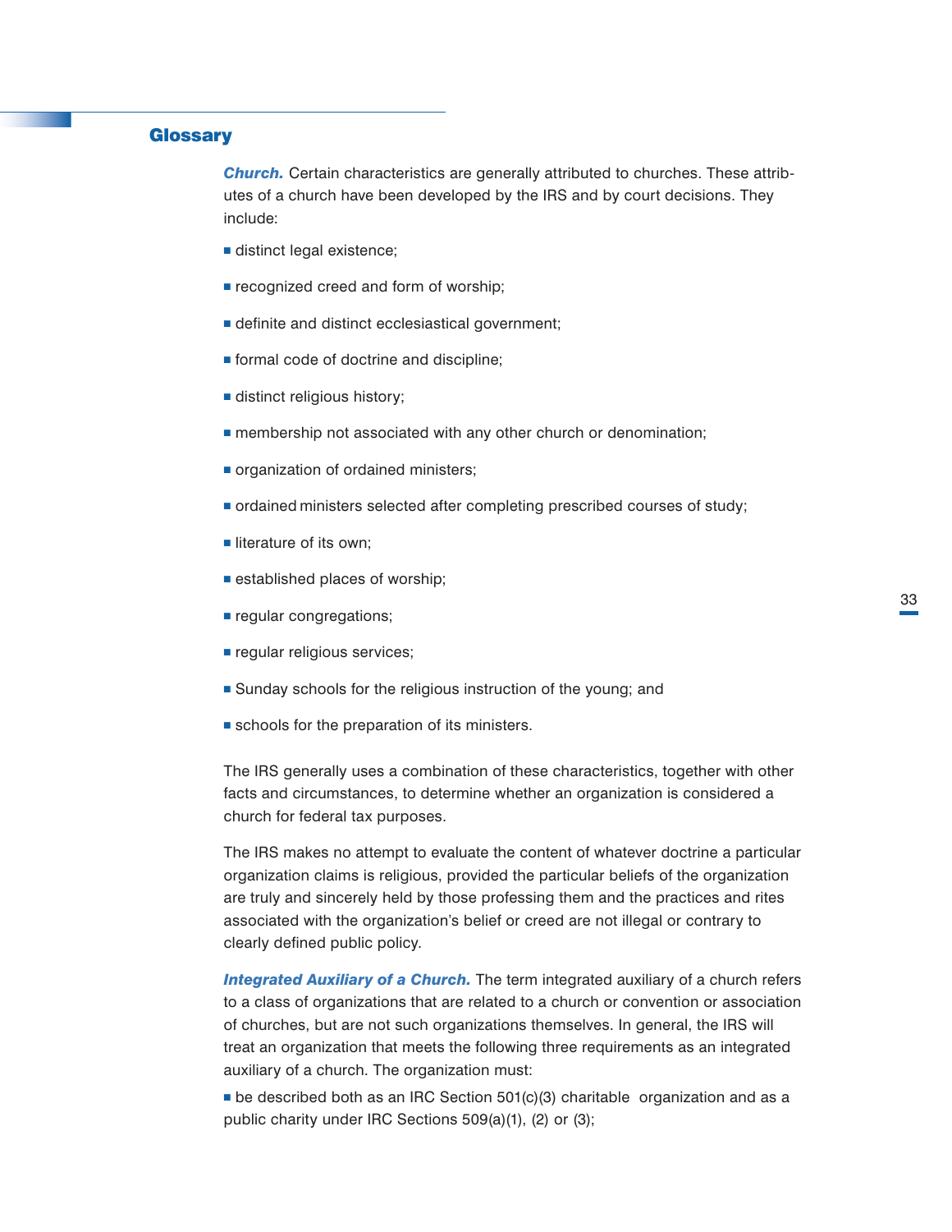## Glossary

***Church.*** Certain characteristics are generally attributed to churches. These attributes of a church have been developed by the IRS and by court decisions. They include:

- distinct legal existence;
- recognized creed and form of worship;
- definite and distinct ecclesiastical government;
- formal code of doctrine and discipline;
- distinct religious history;
- membership not associated with any other church or denomination;
- organization of ordained ministers;
- ordained ministers selected after completing prescribed courses of study;
- literature of its own;
- established places of worship;
- regular congregations;
- regular religious services;
- Sunday schools for the religious instruction of the young; and
- schools for the preparation of its ministers.

The IRS generally uses a combination of these characteristics, together with other facts and circumstances, to determine whether an organization is considered a church for federal tax purposes.

The IRS makes no attempt to evaluate the content of whatever doctrine a particular organization claims is religious, provided the particular beliefs of the organization are truly and sincerely held by those professing them and the practices and rites associated with the organization's belief or creed are not illegal or contrary to clearly defined public policy.

***Integrated Auxiliary of a Church.*** The term integrated auxiliary of a church refers to a class of organizations that are related to a church or convention or association of churches, but are not such organizations themselves. In general, the IRS will treat an organization that meets the following three requirements as an integrated auxiliary of a church. The organization must:

- be described both as an IRC Section 501(c)(3) charitable organization and as a public charity under IRC Sections 509(a)(1), (2) or (3);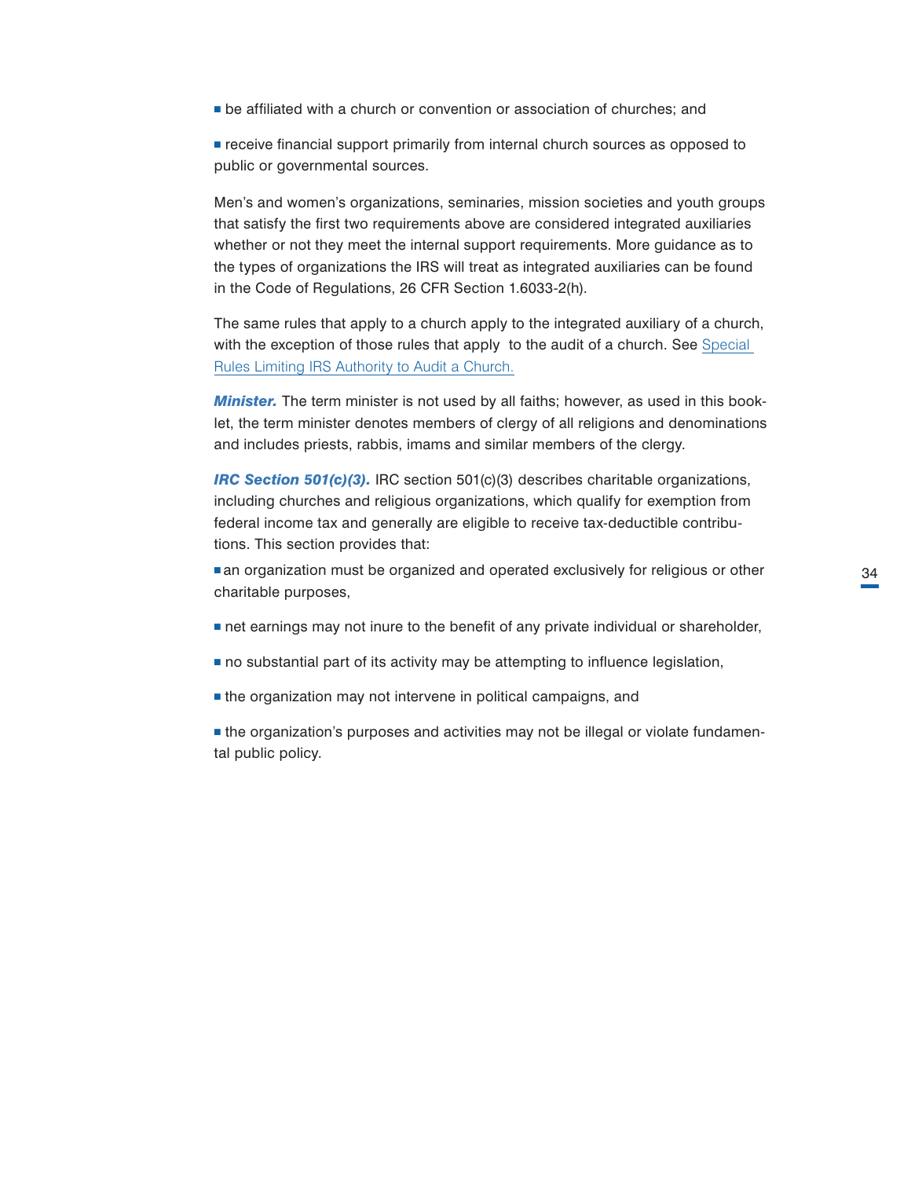- be affiliated with a church or convention or association of churches; and
- receive financial support primarily from internal church sources as opposed to public or governmental sources.

Men's and women's organizations, seminaries, mission societies and youth groups that satisfy the first two requirements above are considered integrated auxiliaries whether or not they meet the internal support requirements. More guidance as to the types of organizations the IRS will treat as integrated auxiliaries can be found in the Code of Regulations, 26 CFR Section 1.6033-2(h).

The same rules that apply to a church apply to the integrated auxiliary of a church, with the exception of those rules that apply to the audit of a church. See Special Rules Limiting IRS Authority to Audit a Church.

***Minister.*** The term minister is not used by all faiths; however, as used in this booklet, the term minister denotes members of clergy of all religions and denominations and includes priests, rabbis, imams and similar members of the clergy.

***IRC Section 501(c)(3).*** IRC section 501(c)(3) describes charitable organizations, including churches and religious organizations, which qualify for exemption from federal income tax and generally are eligible to receive tax-deductible contributions. This section provides that:

- an organization must be organized and operated exclusively for religious or other charitable purposes,
- net earnings may not inure to the benefit of any private individual or shareholder,
- no substantial part of its activity may be attempting to influence legislation,
- the organization may not intervene in political campaigns, and
- the organization's purposes and activities may not be illegal or violate fundamental public policy.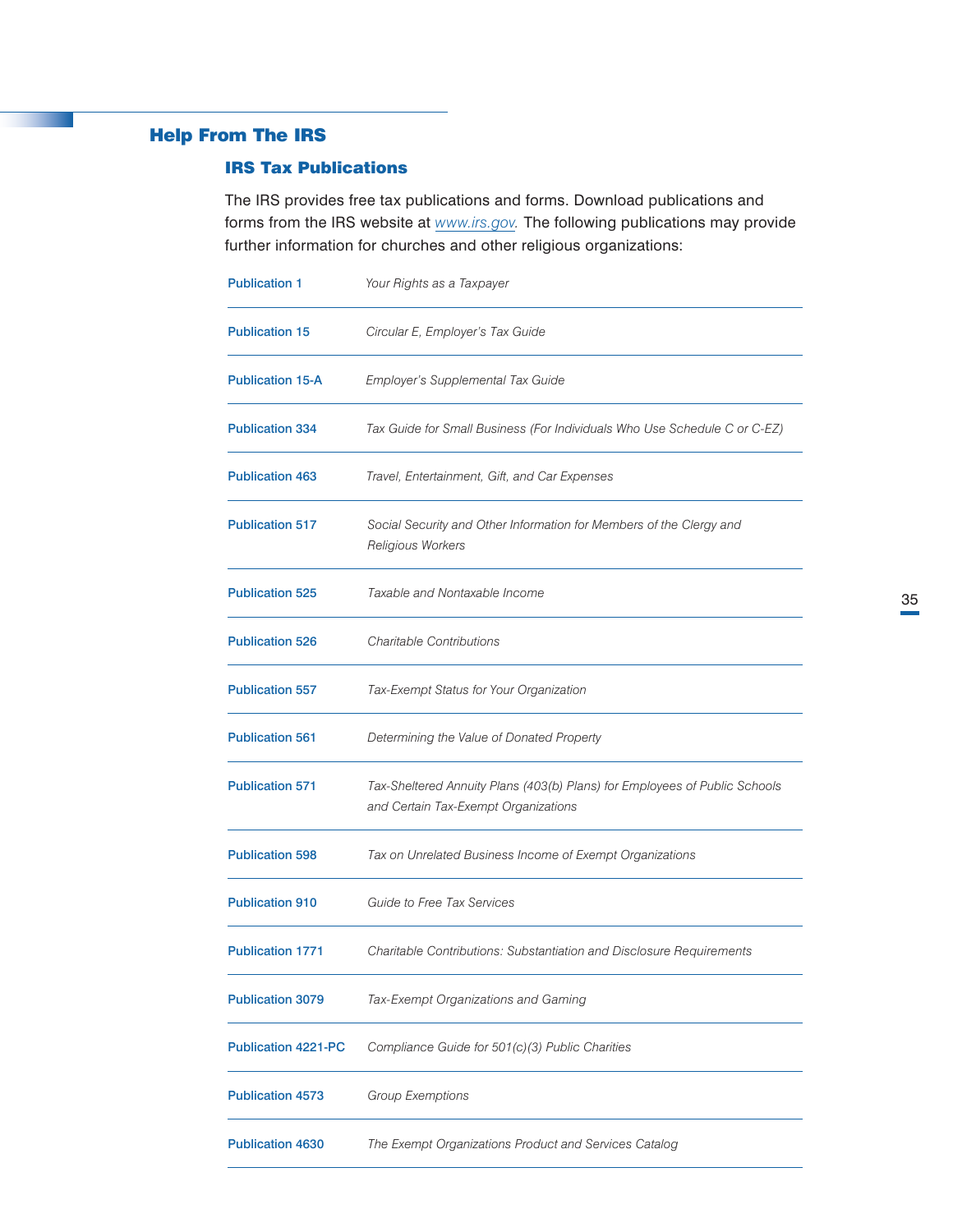## Help From The IRS

### IRS Tax Publications

The IRS provides free tax publications and forms. Download publications and forms from the IRS website at [www.irs.gov](http://www.irs.gov). The following publications may provide further information for churches and other religious organizations:

| | |
|---|---|
| Publication 1 | *Your Rights as a Taxpayer* |
| Publication 15 | *Circular E, Employer's Tax Guide* |
| Publication 15-A | *Employer's Supplemental Tax Guide* |
| Publication 334 | *Tax Guide for Small Business (For Individuals Who Use Schedule C or C-EZ)* |
| Publication 463 | *Travel, Entertainment, Gift, and Car Expenses* |
| Publication 517 | *Social Security and Other Information for Members of the Clergy and Religious Workers* |
| Publication 525 | *Taxable and Nontaxable Income* |
| Publication 526 | *Charitable Contributions* |
| Publication 557 | *Tax-Exempt Status for Your Organization* |
| Publication 561 | *Determining the Value of Donated Property* |
| Publication 571 | *Tax-Sheltered Annuity Plans (403(b) Plans) for Employees of Public Schools and Certain Tax-Exempt Organizations* |
| Publication 598 | *Tax on Unrelated Business Income of Exempt Organizations* |
| Publication 910 | *Guide to Free Tax Services* |
| Publication 1771 | *Charitable Contributions: Substantiation and Disclosure Requirements* |
| Publication 3079 | *Tax-Exempt Organizations and Gaming* |
| Publication 4221-PC | *Compliance Guide for 501(c)(3) Public Charities* |
| Publication 4573 | *Group Exemptions* |
| Publication 4630 | *The Exempt Organizations Product and Services Catalog* |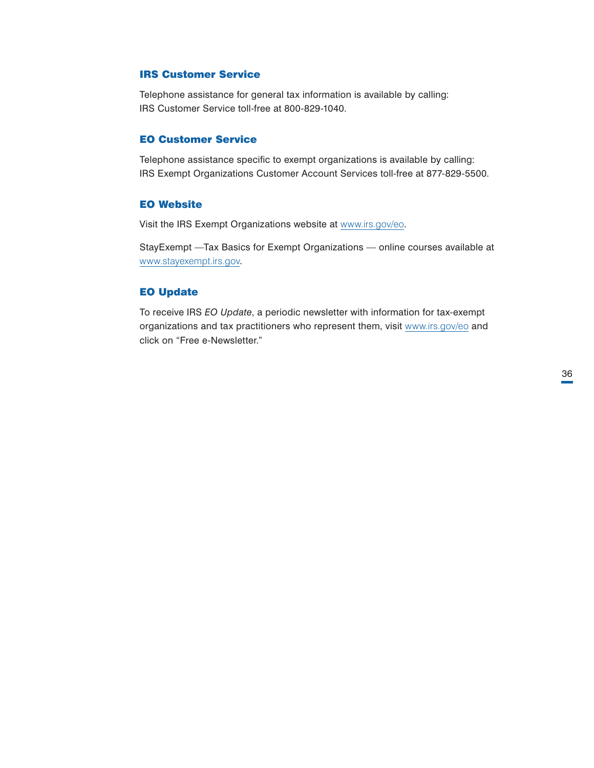### IRS Customer Service

Telephone assistance for general tax information is available by calling:
IRS Customer Service toll-free at 800-829-1040.

### EO Customer Service

Telephone assistance specific to exempt organizations is available by calling:
IRS Exempt Organizations Customer Account Services toll-free at 877-829-5500.

### EO Website

Visit the IRS Exempt Organizations website at www.irs.gov/eo.

StayExempt —Tax Basics for Exempt Organizations — online courses available at www.stayexempt.irs.gov.

### EO Update

To receive IRS *EO Update*, a periodic newsletter with information for tax-exempt organizations and tax practitioners who represent them, visit www.irs.gov/eo and click on "Free e-Newsletter."